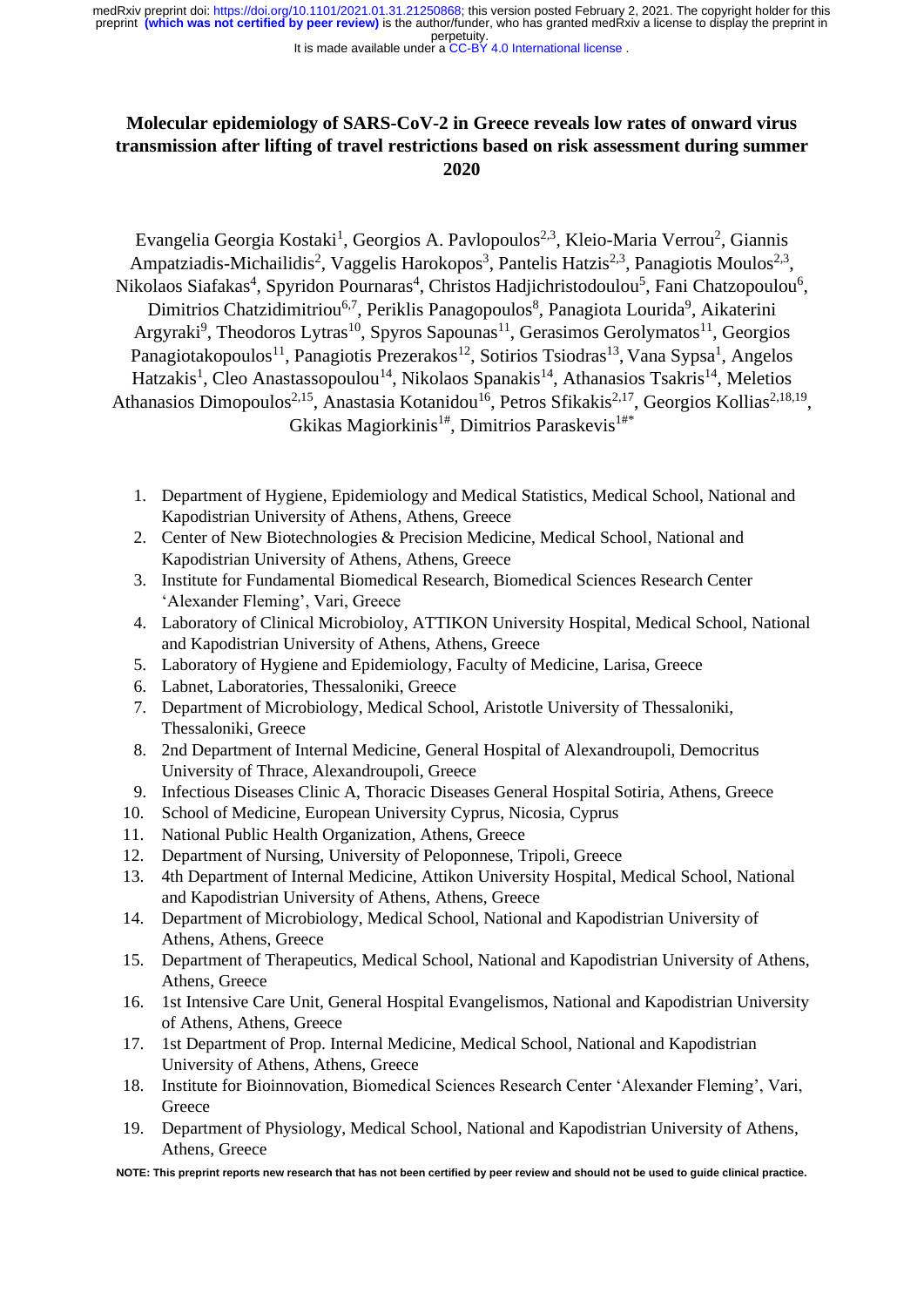# Molecular epidemiology of SARS-CoV-2 in Greece reveals low rates of onward virus transmission after lifting of travel restrictions based on risk assessment during summer 2020

Evangelia Georgia Kostaki[1], Georgios A. Pavlopoulos[2,3], Kleio-Maria Verrou[2], Giannis Ampatziadis-Michailidis[2], Vaggelis Harokopos[3], Pantelis Hatzis[2,3], Panagiotis Moulos[2,3], Nikolaos Siafakas[4], Spyridon Pournaras[4], Christos Hadjichristodoulou[5], Fani Chatzopoulou[6], Dimitrios Chatzidimitriou[6,7], Periklis Panagopoulos[8], Panagiota Lourida[9], Aikaterini Argyraki[9], Theodoros Lytras[10], Spyros Sapounas[11], Gerasimos Gerolymatos[11], Georgios Panagiotakopoulos[11], Panagiotis Prezerakos[12], Sotirios Tsiodras[13], Vana Sypsa[1], Angelos Hatzakis[1], Cleo Anastassopoulou[1], Nikolaos Spanakis[14], Athanasios Tsakris[14], Meletios Athanasios Dimopoulos[2,15], Anastasia Kotanidou[16], Petros Sfikakis[2,17], Georgios Kollias[2,18,19], Gkikas Magiorkinis[1#], Dimitrios Paraskevis[1#*]

1. Department of Hygiene, Epidemiology and Medical Statistics, Medical School, National and Kapodistrian University of Athens, Athens, Greece
2. Center of New Biotechnologies & Precision Medicine, Medical School, National and Kapodistrian University of Athens, Athens, Greece
3. Institute for Fundamental Biomedical Research, Biomedical Sciences Research Center 'Alexander Fleming', Vari, Greece
4. Laboratory of Clinical Microbioloy, ATTIKON University Hospital, Medical School, National and Kapodistrian University of Athens, Athens, Greece
5. Laboratory of Hygiene and Epidemiology, Faculty of Medicine, Larisa, Greece
6. Labnet, Laboratories, Thessaloniki, Greece
7. Department of Microbiology, Medical School, Aristotle University of Thessaloniki, Thessaloniki, Greece
8. 2nd Department of Internal Medicine, General Hospital of Alexandroupoli, Democritus University of Thrace, Alexandroupoli, Greece
9. Infectious Diseases Clinic A, Thoracic Diseases General Hospital Sotiria, Athens, Greece
10. School of Medicine, European University Cyprus, Nicosia, Cyprus
11. National Public Health Organization, Athens, Greece
12. Department of Nursing, University of Peloponnese, Tripoli, Greece
13. 4th Department of Internal Medicine, Attikon University Hospital, Medical School, National and Kapodistrian University of Athens, Athens, Greece
14. Department of Microbiology, Medical School, National and Kapodistrian University of Athens, Athens, Greece
15. Department of Therapeutics, Medical School, National and Kapodistrian University of Athens, Athens, Greece
16. 1st Intensive Care Unit, General Hospital Evangelismos, National and Kapodistrian University of Athens, Athens, Greece
17. 1st Department of Prop. Internal Medicine, Medical School, National and Kapodistrian University of Athens, Athens, Greece
18. Institute for Bioinnovation, Biomedical Sciences Research Center 'Alexander Fleming', Vari, Greece
19. Department of Physiology, Medical School, National and Kapodistrian University of Athens, Athens, Greece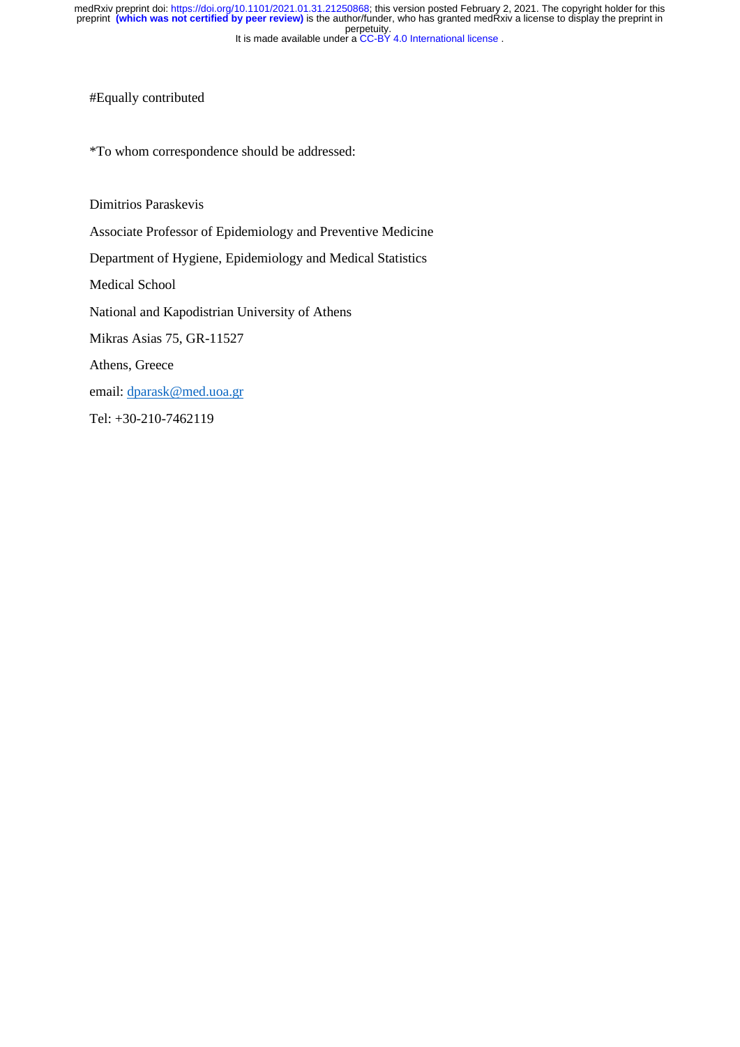#Equally contributed

*To whom correspondence should be addressed:

Dimitrios Paraskevis

Associate Professor of Epidemiology and Preventive Medicine

Department of Hygiene, Epidemiology and Medical Statistics

Medical School

National and Kapodistrian University of Athens

Mikras Asias 75, GR-11527

Athens, Greece

email: dparask@med.uoa.gr

Tel: +30-210-7462119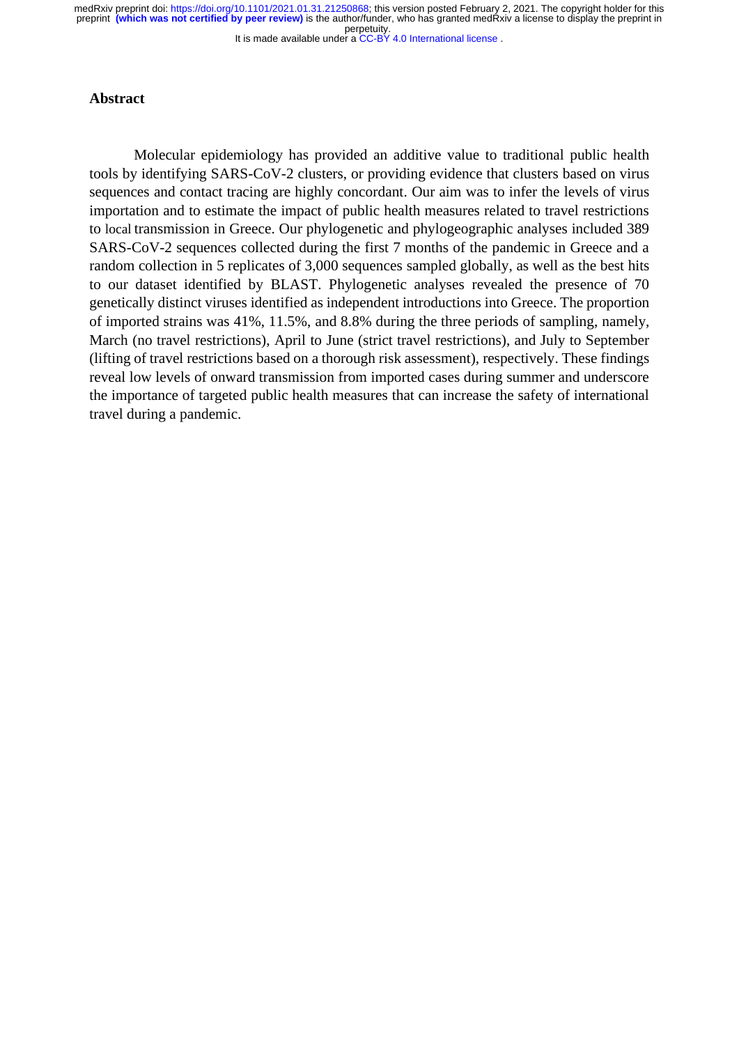## Abstract

Molecular epidemiology has provided an additive value to traditional public health tools by identifying SARS-CoV-2 clusters, or providing evidence that clusters based on virus sequences and contact tracing are highly concordant. Our aim was to infer the levels of virus importation and to estimate the impact of public health measures related to travel restrictions to local transmission in Greece. Our phylogenetic and phylogeographic analyses included 389 SARS-CoV-2 sequences collected during the first 7 months of the pandemic in Greece and a random collection in 5 replicates of 3,000 sequences sampled globally, as well as the best hits to our dataset identified by BLAST. Phylogenetic analyses revealed the presence of 70 genetically distinct viruses identified as independent introductions into Greece. The proportion of imported strains was 41%, 11.5%, and 8.8% during the three periods of sampling, namely, March (no travel restrictions), April to June (strict travel restrictions), and July to September (lifting of travel restrictions based on a thorough risk assessment), respectively. These findings reveal low levels of onward transmission from imported cases during summer and underscore the importance of targeted public health measures that can increase the safety of international travel during a pandemic.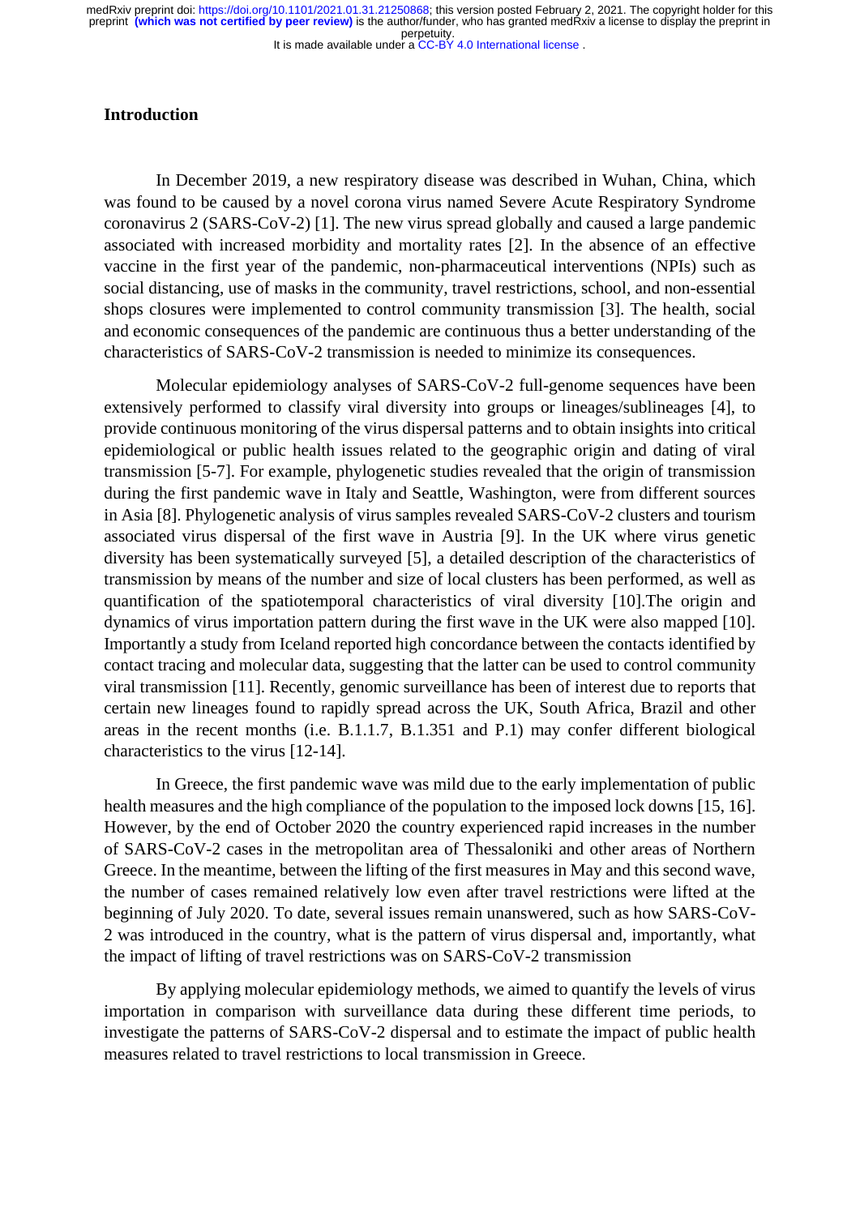## Introduction

In December 2019, a new respiratory disease was described in Wuhan, China, which was found to be caused by a novel corona virus named Severe Acute Respiratory Syndrome coronavirus 2 (SARS-CoV-2) [1]. The new virus spread globally and caused a large pandemic associated with increased morbidity and mortality rates [2]. In the absence of an effective vaccine in the first year of the pandemic, non-pharmaceutical interventions (NPIs) such as social distancing, use of masks in the community, travel restrictions, school, and non-essential shops closures were implemented to control community transmission [3]. The health, social and economic consequences of the pandemic are continuous thus a better understanding of the characteristics of SARS-CoV-2 transmission is needed to minimize its consequences.

Molecular epidemiology analyses of SARS-CoV-2 full-genome sequences have been extensively performed to classify viral diversity into groups or lineages/sublineages [4], to provide continuous monitoring of the virus dispersal patterns and to obtain insights into critical epidemiological or public health issues related to the geographic origin and dating of viral transmission [5-7]. For example, phylogenetic studies revealed that the origin of transmission during the first pandemic wave in Italy and Seattle, Washington, were from different sources in Asia [8]. Phylogenetic analysis of virus samples revealed SARS-CoV-2 clusters and tourism associated virus dispersal of the first wave in Austria [9]. In the UK where virus genetic diversity has been systematically surveyed [5], a detailed description of the characteristics of transmission by means of the number and size of local clusters has been performed, as well as quantification of the spatiotemporal characteristics of viral diversity [10].The origin and dynamics of virus importation pattern during the first wave in the UK were also mapped [10]. Importantly a study from Iceland reported high concordance between the contacts identified by contact tracing and molecular data, suggesting that the latter can be used to control community viral transmission [11]. Recently, genomic surveillance has been of interest due to reports that certain new lineages found to rapidly spread across the UK, South Africa, Brazil and other areas in the recent months (i.e. B.1.1.7, B.1.351 and P.1) may confer different biological characteristics to the virus [12-14].

In Greece, the first pandemic wave was mild due to the early implementation of public health measures and the high compliance of the population to the imposed lock downs [15, 16]. However, by the end of October 2020 the country experienced rapid increases in the number of SARS-CoV-2 cases in the metropolitan area of Thessaloniki and other areas of Northern Greece. In the meantime, between the lifting of the first measures in May and this second wave, the number of cases remained relatively low even after travel restrictions were lifted at the beginning of July 2020. To date, several issues remain unanswered, such as how SARS-CoV-2 was introduced in the country, what is the pattern of virus dispersal and, importantly, what the impact of lifting of travel restrictions was on SARS-CoV-2 transmission

By applying molecular epidemiology methods, we aimed to quantify the levels of virus importation in comparison with surveillance data during these different time periods, to investigate the patterns of SARS-CoV-2 dispersal and to estimate the impact of public health measures related to travel restrictions to local transmission in Greece.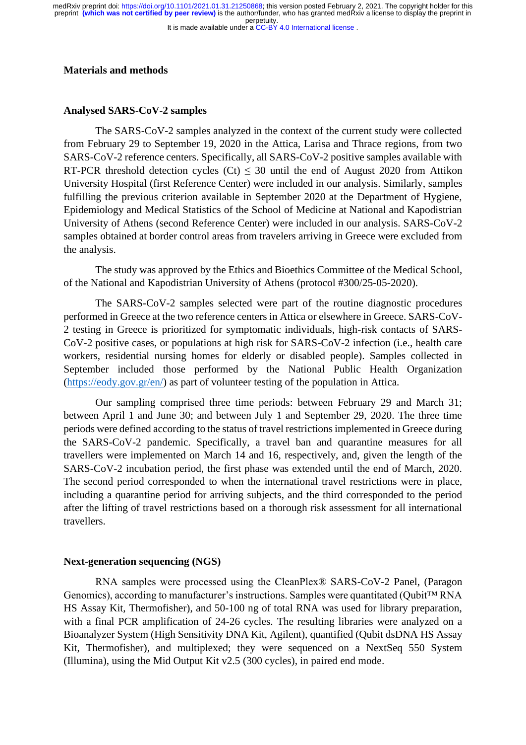## Materials and methods

### Analysed SARS-CoV-2 samples

The SARS-CoV-2 samples analyzed in the context of the current study were collected from February 29 to September 19, 2020 in the Attica, Larisa and Thrace regions, from two SARS-CoV-2 reference centers. Specifically, all SARS-CoV-2 positive samples available with RT-PCR threshold detection cycles (Ct) $\leq$ 30 until the end of August 2020 from Attikon University Hospital (first Reference Center) were included in our analysis. Similarly, samples fulfilling the previous criterion available in September 2020 at the Department of Hygiene, Epidemiology and Medical Statistics of the School of Medicine at National and Kapodistrian University of Athens (second Reference Center) were included in our analysis. SARS-CoV-2 samples obtained at border control areas from travelers arriving in Greece were excluded from the analysis.

The study was approved by the Ethics and Bioethics Committee of the Medical School, of the National and Kapodistrian University of Athens (protocol #300/25-05-2020).

The SARS-CoV-2 samples selected were part of the routine diagnostic procedures performed in Greece at the two reference centers in Attica or elsewhere in Greece. SARS-CoV-2 testing in Greece is prioritized for symptomatic individuals, high-risk contacts of SARS-CoV-2 positive cases, or populations at high risk for SARS-CoV-2 infection (i.e., health care workers, residential nursing homes for elderly or disabled people). Samples collected in September included those performed by the National Public Health Organization (https://eody.gov.gr/en/) as part of volunteer testing of the population in Attica.

Our sampling comprised three time periods: between February 29 and March 31; between April 1 and June 30; and between July 1 and September 29, 2020. The three time periods were defined according to the status of travel restrictions implemented in Greece during the SARS-CoV-2 pandemic. Specifically, a travel ban and quarantine measures for all travellers were implemented on March 14 and 16, respectively, and, given the length of the SARS-CoV-2 incubation period, the first phase was extended until the end of March, 2020. The second period corresponded to when the international travel restrictions were in place, including a quarantine period for arriving subjects, and the third corresponded to the period after the lifting of travel restrictions based on a thorough risk assessment for all international travellers.

### Next-generation sequencing (NGS)

RNA samples were processed using the CleanPlex® SARS-CoV-2 Panel, (Paragon Genomics), according to manufacturer's instructions. Samples were quantitated (Qubit™ RNA HS Assay Kit, Thermofisher), and 50-100 ng of total RNA was used for library preparation, with a final PCR amplification of 24-26 cycles. The resulting libraries were analyzed on a Bioanalyzer System (High Sensitivity DNA Kit, Agilent), quantified (Qubit dsDNA HS Assay Kit, Thermofisher), and multiplexed; they were sequenced on a NextSeq 550 System (Illumina), using the Mid Output Kit v2.5 (300 cycles), in paired end mode.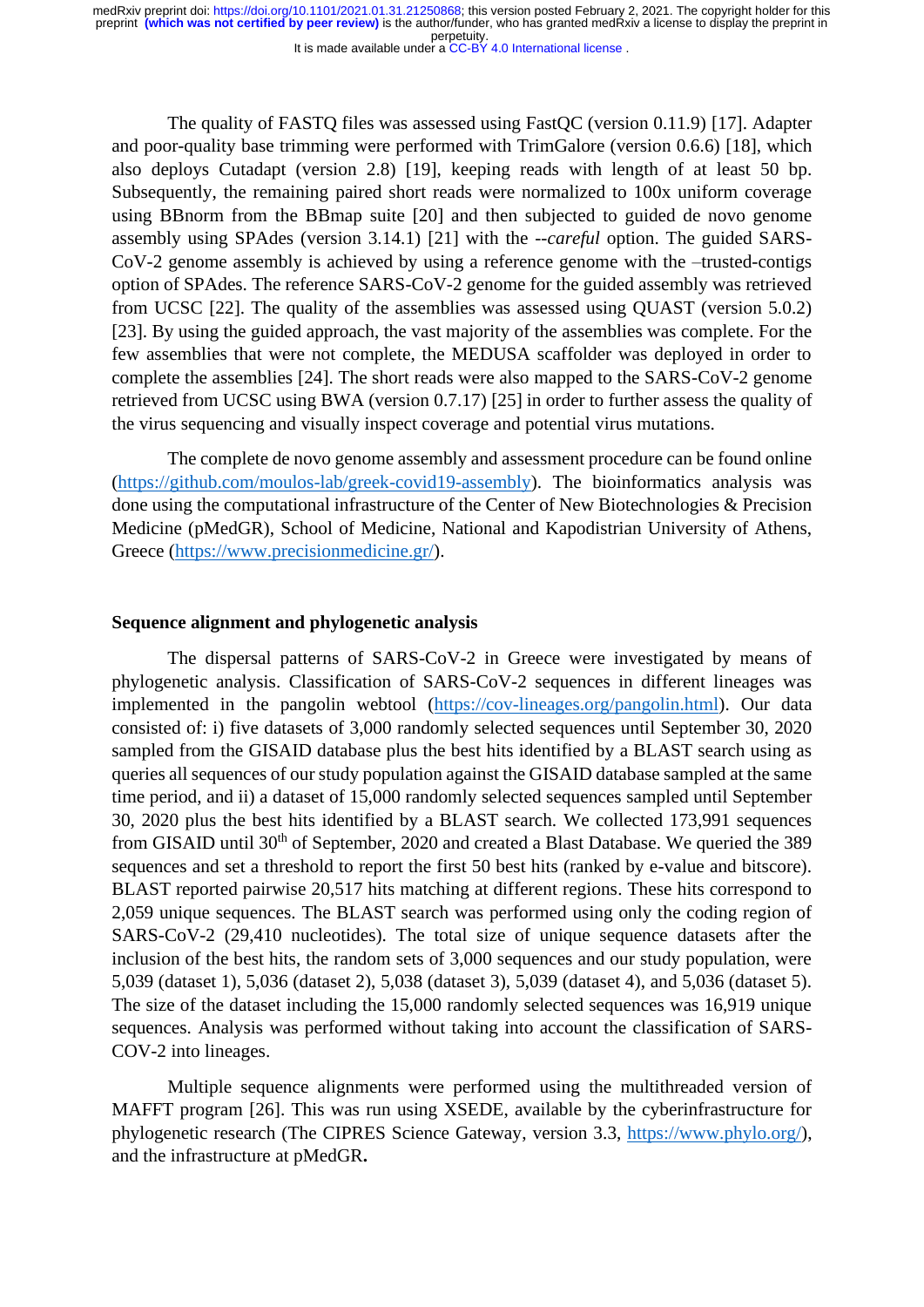The quality of FASTQ files was assessed using FastQC (version 0.11.9) [17]. Adapter and poor-quality base trimming were performed with TrimGalore (version 0.6.6) [18], which also deploys Cutadapt (version 2.8) [19], keeping reads with length of at least 50 bp. Subsequently, the remaining paired short reads were normalized to 100x uniform coverage using BBnorm from the BBmap suite [20] and then subjected to guided de novo genome assembly using SPAdes (version 3.14.1) [21] with the *--careful* option. The guided SARS-CoV-2 genome assembly is achieved by using a reference genome with the –trusted-contigs option of SPAdes. The reference SARS-CoV-2 genome for the guided assembly was retrieved from UCSC [22]. The quality of the assemblies was assessed using QUAST (version 5.0.2) [23]. By using the guided approach, the vast majority of the assemblies was complete. For the few assemblies that were not complete, the MEDUSA scaffolder was deployed in order to complete the assemblies [24]. The short reads were also mapped to the SARS-CoV-2 genome retrieved from UCSC using BWA (version 0.7.17) [25] in order to further assess the quality of the virus sequencing and visually inspect coverage and potential virus mutations.

The complete de novo genome assembly and assessment procedure can be found online (https://github.com/moulos-lab/greek-covid19-assembly). The bioinformatics analysis was done using the computational infrastructure of the Center of New Biotechnologies & Precision Medicine (pMedGR), School of Medicine, National and Kapodistrian University of Athens, Greece (https://www.precisionmedicine.gr/).

## Sequence alignment and phylogenetic analysis

The dispersal patterns of SARS-CoV-2 in Greece were investigated by means of phylogenetic analysis. Classification of SARS-CoV-2 sequences in different lineages was implemented in the pangolin webtool (https://cov-lineages.org/pangolin.html). Our data consisted of: i) five datasets of 3,000 randomly selected sequences until September 30, 2020 sampled from the GISAID database plus the best hits identified by a BLAST search using as queries all sequences of our study population against the GISAID database sampled at the same time period, and ii) a dataset of 15,000 randomly selected sequences sampled until September 30, 2020 plus the best hits identified by a BLAST search. We collected 173,991 sequences from GISAID until 30th of September, 2020 and created a Blast Database. We queried the 389 sequences and set a threshold to report the first 50 best hits (ranked by e-value and bitscore). BLAST reported pairwise 20,517 hits matching at different regions. These hits correspond to 2,059 unique sequences. The BLAST search was performed using only the coding region of SARS-CoV-2 (29,410 nucleotides). The total size of unique sequence datasets after the inclusion of the best hits, the random sets of 3,000 sequences and our study population, were 5,039 (dataset 1), 5,036 (dataset 2), 5,038 (dataset 3), 5,039 (dataset 4), and 5,036 (dataset 5). The size of the dataset including the 15,000 randomly selected sequences was 16,919 unique sequences. Analysis was performed without taking into account the classification of SARS-COV-2 into lineages.

Multiple sequence alignments were performed using the multithreaded version of MAFFT program [26]. This was run using XSEDE, available by the cyberinfrastructure for phylogenetic research (The CIPRES Science Gateway, version 3.3, https://www.phylo.org/), and the infrastructure at pMedGR**.**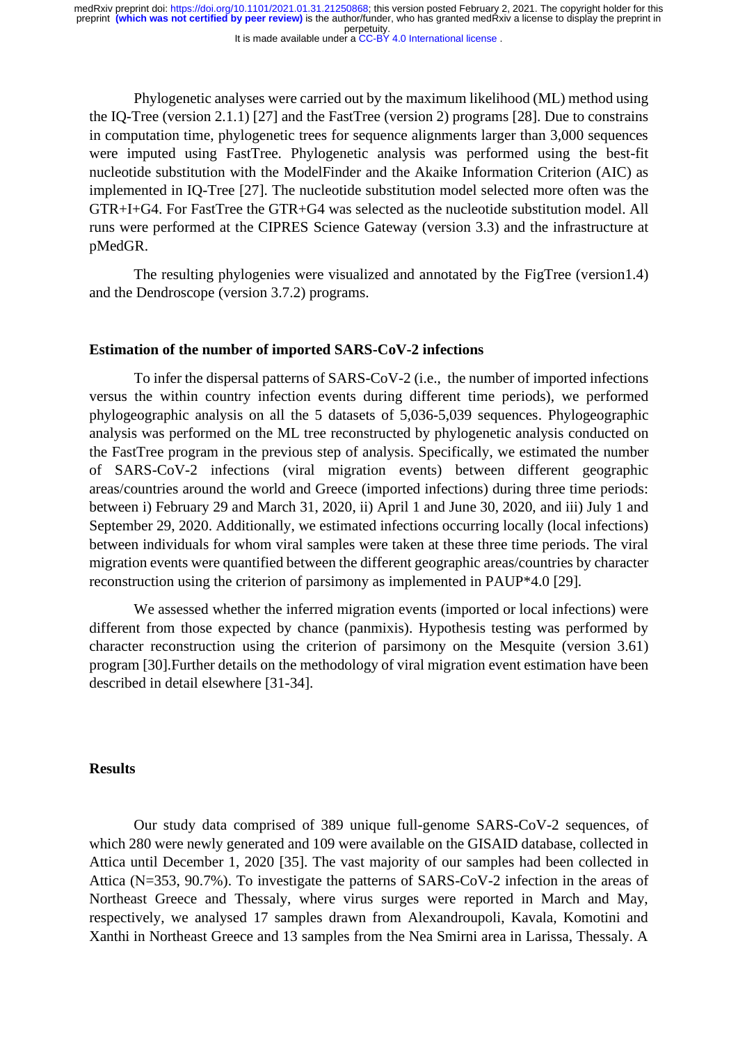Phylogenetic analyses were carried out by the maximum likelihood (ML) method using the IQ-Tree (version 2.1.1) [27] and the FastTree (version 2) programs [28]. Due to constrains in computation time, phylogenetic trees for sequence alignments larger than 3,000 sequences were imputed using FastTree. Phylogenetic analysis was performed using the best-fit nucleotide substitution with the ModelFinder and the Akaike Information Criterion (AIC) as implemented in IQ-Tree [27]. The nucleotide substitution model selected more often was the GTR+I+G4. For FastTree the GTR+G4 was selected as the nucleotide substitution model. All runs were performed at the CIPRES Science Gateway (version 3.3) and the infrastructure at pMedGR.

The resulting phylogenies were visualized and annotated by the FigTree (version1.4) and the Dendroscope (version 3.7.2) programs.

**Estimation of the number of imported SARS-CoV-2 infections**

To infer the dispersal patterns of SARS-CoV-2 (i.e., the number of imported infections versus the within country infection events during different time periods), we performed phylogeographic analysis on all the 5 datasets of 5,036-5,039 sequences. Phylogeographic analysis was performed on the ML tree reconstructed by phylogenetic analysis conducted on the FastTree program in the previous step of analysis. Specifically, we estimated the number of SARS-CoV-2 infections (viral migration events) between different geographic areas/countries around the world and Greece (imported infections) during three time periods: between i) February 29 and March 31, 2020, ii) April 1 and June 30, 2020, and iii) July 1 and September 29, 2020. Additionally, we estimated infections occurring locally (local infections) between individuals for whom viral samples were taken at these three time periods. The viral migration events were quantified between the different geographic areas/countries by character reconstruction using the criterion of parsimony as implemented in PAUP*4.0 [29].

We assessed whether the inferred migration events (imported or local infections) were different from those expected by chance (panmixis). Hypothesis testing was performed by character reconstruction using the criterion of parsimony on the Mesquite (version 3.61) program [30].Further details on the methodology of viral migration event estimation have been described in detail elsewhere [31-34].

**Results**

Our study data comprised of 389 unique full-genome SARS-CoV-2 sequences, of which 280 were newly generated and 109 were available on the GISAID database, collected in Attica until December 1, 2020 [35]. The vast majority of our samples had been collected in Attica (N=353, 90.7%). To investigate the patterns of SARS-CoV-2 infection in the areas of Northeast Greece and Thessaly, where virus surges were reported in March and May, respectively, we analysed 17 samples drawn from Alexandroupoli, Kavala, Komotini and Xanthi in Northeast Greece and 13 samples from the Nea Smirni area in Larissa, Thessaly. A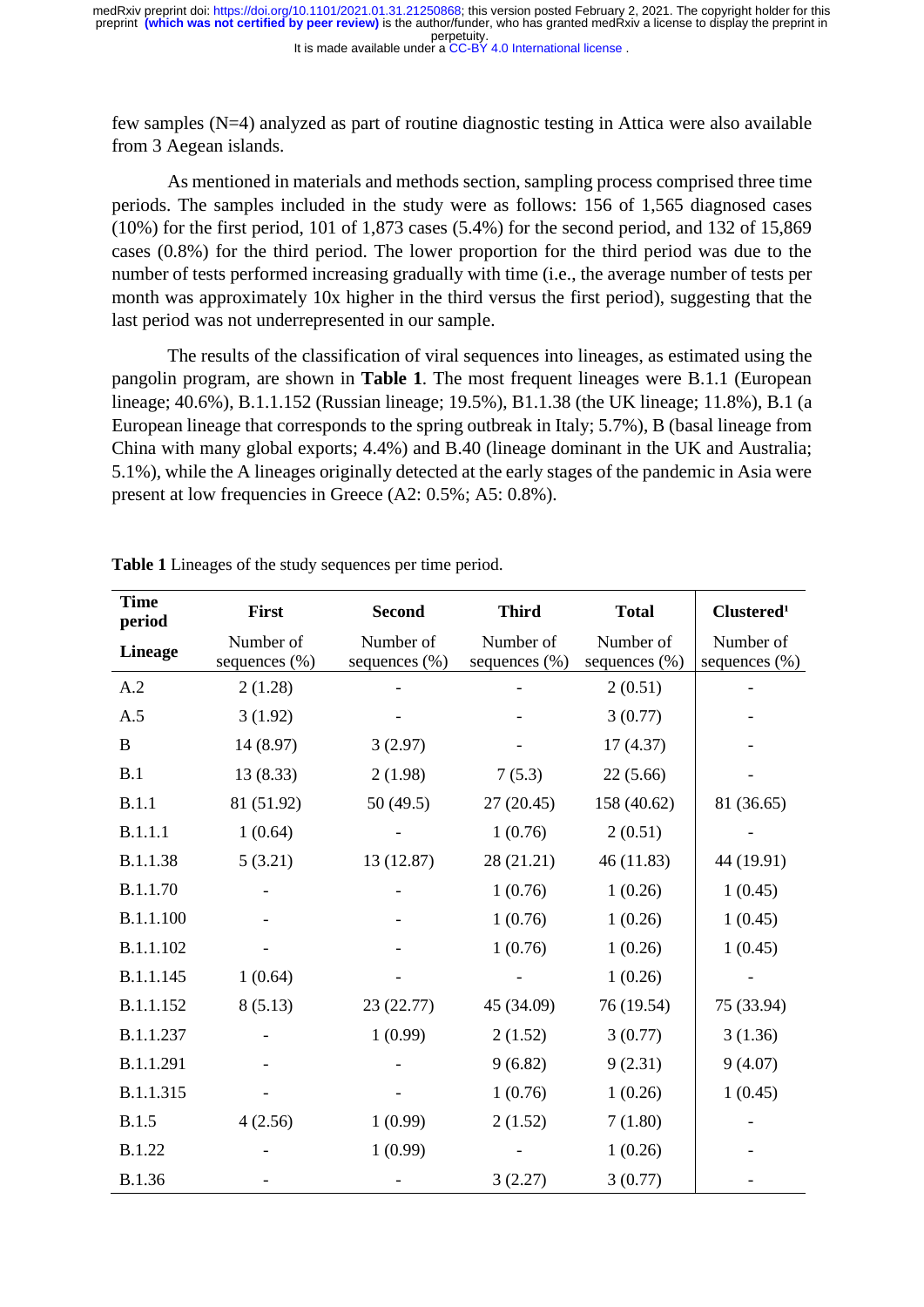few samples (N=4) analyzed as part of routine diagnostic testing in Attica were also available from 3 Aegean islands.

As mentioned in materials and methods section, sampling process comprised three time periods. The samples included in the study were as follows: 156 of 1,565 diagnosed cases (10%) for the first period, 101 of 1,873 cases (5.4%) for the second period, and 132 of 15,869 cases (0.8%) for the third period. The lower proportion for the third period was due to the number of tests performed increasing gradually with time (i.e., the average number of tests per month was approximately 10x higher in the third versus the first period), suggesting that the last period was not underrepresented in our sample.

The results of the classification of viral sequences into lineages, as estimated using the pangolin program, are shown in **Table 1**. The most frequent lineages were B.1.1 (European lineage; 40.6%), B.1.1.152 (Russian lineage; 19.5%), B1.1.38 (the UK lineage; 11.8%), B.1 (a European lineage that corresponds to the spring outbreak in Italy; 5.7%), B (basal lineage from China with many global exports; 4.4%) and B.40 (lineage dominant in the UK and Australia; 5.1%), while the A lineages originally detected at the early stages of the pandemic in Asia were present at low frequencies in Greece (A2: 0.5%; A5: 0.8%).

**Table 1** Lineages of the study sequences per time period.

| **Time period** | **First** | **Second** | **Third** | **Total** | **Clustered**[1] |
|---|---|---|---|---|---|
| **Lineage** | Number of sequences (%) | Number of sequences (%) | Number of sequences (%) | Number of sequences (%) | Number of sequences (%) |
| A.2 | 2 (1.28) | - | - | 2 (0.51) | - |
| A.5 | 3 (1.92) | - | - | 3 (0.77) | - |
| B | 14 (8.97) | 3 (2.97) | - | 17 (4.37) | - |
| B.1 | 13 (8.33) | 2 (1.98) | 7 (5.3) | 22 (5.66) | - |
| B.1.1 | 81 (51.92) | 50 (49.5) | 27 (20.45) | 158 (40.62) | 81 (36.65) |
| B.1.1.1 | 1 (0.64) | - | 1 (0.76) | 2 (0.51) | - |
| B.1.1.38 | 5 (3.21) | 13 (12.87) | 28 (21.21) | 46 (11.83) | 44 (19.91) |
| B.1.1.70 | - | - | 1 (0.76) | 1 (0.26) | 1 (0.45) |
| B.1.1.100 | - | - | 1 (0.76) | 1 (0.26) | 1 (0.45) |
| B.1.1.102 | - | - | 1 (0.76) | 1 (0.26) | 1 (0.45) |
| B.1.1.145 | 1 (0.64) | - | - | 1 (0.26) | - |
| B.1.1.152 | 8 (5.13) | 23 (22.77) | 45 (34.09) | 76 (19.54) | 75 (33.94) |
| B.1.1.237 | - | 1 (0.99) | 2 (1.52) | 3 (0.77) | 3 (1.36) |
| B.1.1.291 | - | - | 9 (6.82) | 9 (2.31) | 9 (4.07) |
| B.1.1.315 | - | - | 1 (0.76) | 1 (0.26) | 1 (0.45) |
| B.1.5 | 4 (2.56) | 1 (0.99) | 2 (1.52) | 7 (1.80) | - |
| B.1.22 | - | 1 (0.99) | - | 1 (0.26) | - |
| B.1.36 | - | - | 3 (2.27) | 3 (0.77) | - |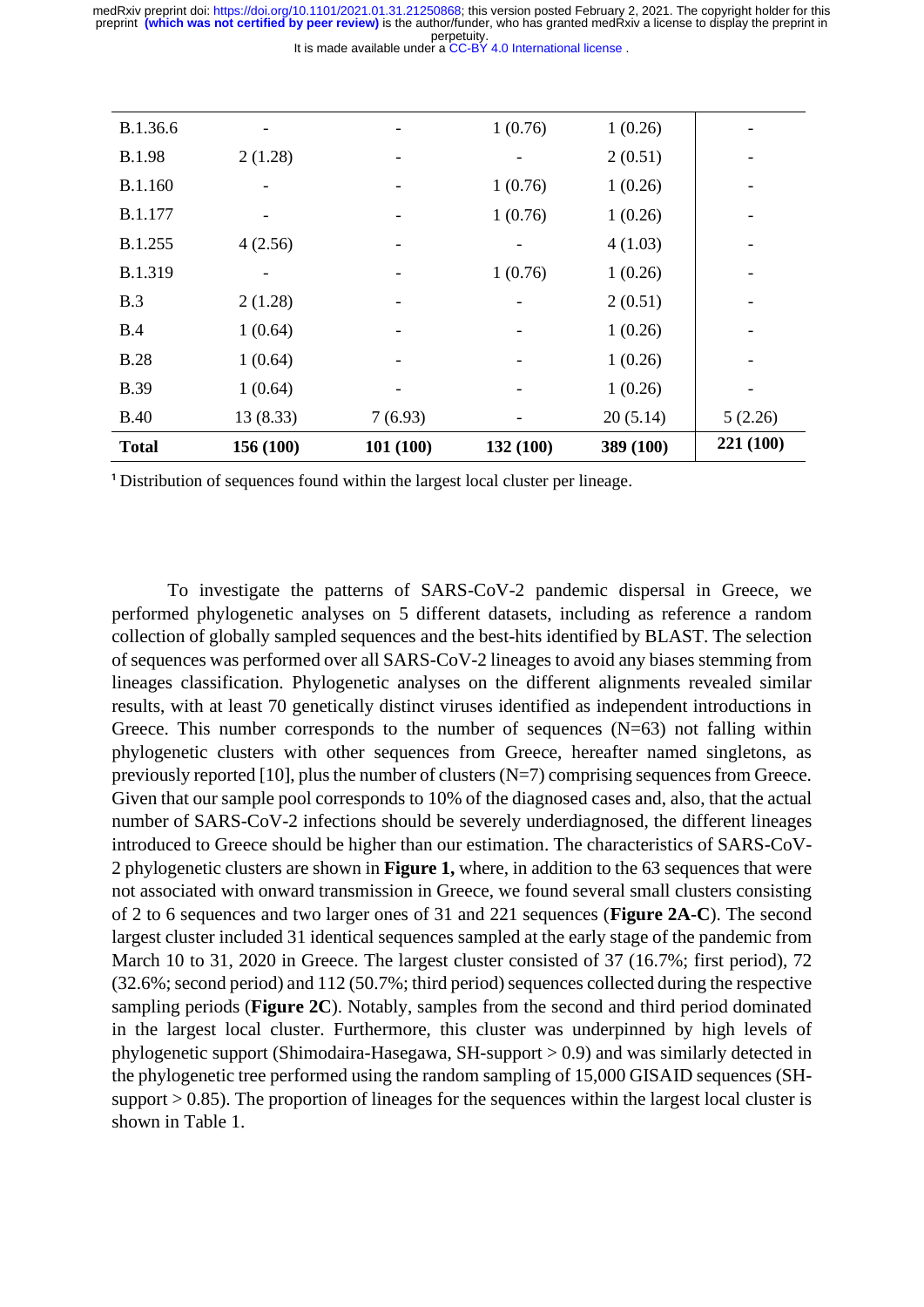| | | | | | |
|---|---|---|---|---|---|
| B.1.36.6 | - | - | 1 (0.76) | 1 (0.26) | - |
| B.1.98 | 2 (1.28) | - | - | 2 (0.51) | - |
| B.1.160 | - | - | 1 (0.76) | 1 (0.26) | - |
| B.1.177 | - | - | 1 (0.76) | 1 (0.26) | - |
| B.1.255 | 4 (2.56) | - | - | 4 (1.03) | - |
| B.1.319 | - | - | 1 (0.76) | 1 (0.26) | - |
| B.3 | 2 (1.28) | - | - | 2 (0.51) | - |
| B.4 | 1 (0.64) | - | - | 1 (0.26) | - |
| B.28 | 1 (0.64) | - | - | 1 (0.26) | - |
| B.39 | 1 (0.64) | - | - | 1 (0.26) | - |
| B.40 | 13 (8.33) | 7 (6.93) | - | 20 (5.14) | 5 (2.26) |
| **Total** | **156 (100)** | **101 (100)** | **132 (100)** | **389 (100)** | **221 (100)** |

[1] Distribution of sequences found within the largest local cluster per lineage.

To investigate the patterns of SARS-CoV-2 pandemic dispersal in Greece, we performed phylogenetic analyses on 5 different datasets, including as reference a random collection of globally sampled sequences and the best-hits identified by BLAST. The selection of sequences was performed over all SARS-CoV-2 lineages to avoid any biases stemming from lineages classification. Phylogenetic analyses on the different alignments revealed similar results, with at least 70 genetically distinct viruses identified as independent introductions in Greece. This number corresponds to the number of sequences (N=63) not falling within phylogenetic clusters with other sequences from Greece, hereafter named singletons, as previously reported [10], plus the number of clusters (N=7) comprising sequences from Greece. Given that our sample pool corresponds to 10% of the diagnosed cases and, also, that the actual number of SARS-CoV-2 infections should be severely underdiagnosed, the different lineages introduced to Greece should be higher than our estimation. The characteristics of SARS-CoV-2 phylogenetic clusters are shown in **Figure 1,** where, in addition to the 63 sequences that were not associated with onward transmission in Greece, we found several small clusters consisting of 2 to 6 sequences and two larger ones of 31 and 221 sequences (**Figure 2A-C**). The second largest cluster included 31 identical sequences sampled at the early stage of the pandemic from March 10 to 31, 2020 in Greece. The largest cluster consisted of 37 (16.7%; first period), 72 (32.6%; second period) and 112 (50.7%; third period) sequences collected during the respective sampling periods (**Figure 2C**). Notably, samples from the second and third period dominated in the largest local cluster. Furthermore, this cluster was underpinned by high levels of phylogenetic support (Shimodaira-Hasegawa, SH-support > 0.9) and was similarly detected in the phylogenetic tree performed using the random sampling of 15,000 GISAID sequences (SH-support > 0.85). The proportion of lineages for the sequences within the largest local cluster is shown in Table 1.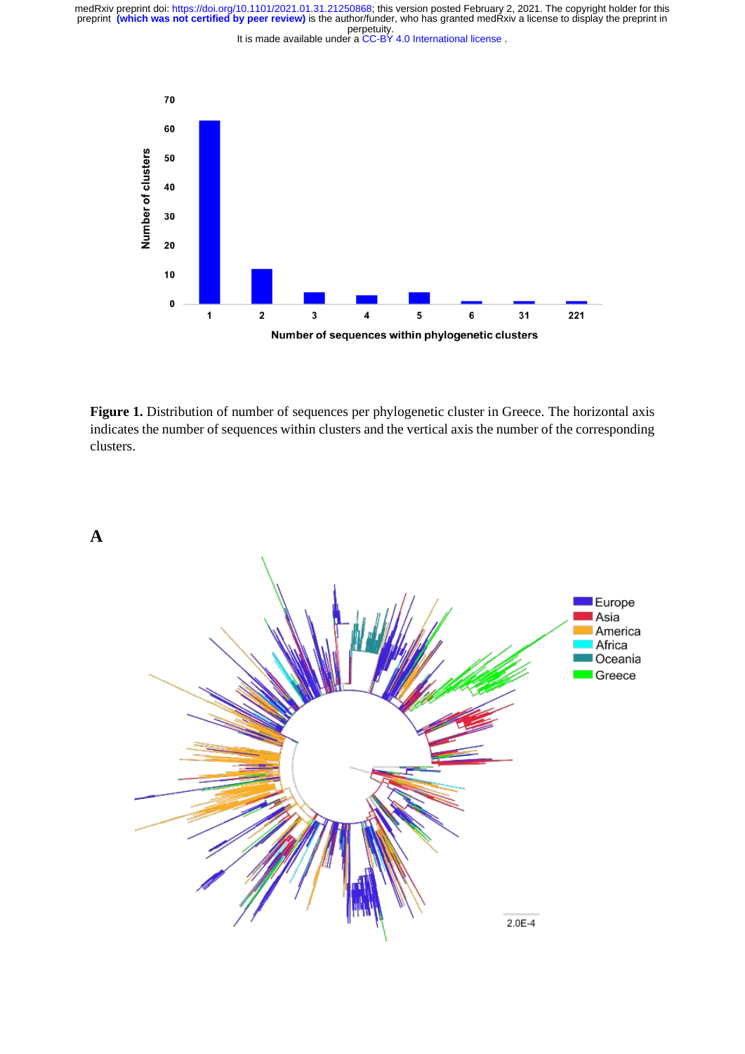**Figure 1.** Distribution of number of sequences per phylogenetic cluster in Greece. The horizontal axis indicates the number of sequences within clusters and the vertical axis the number of the corresponding clusters.

**A**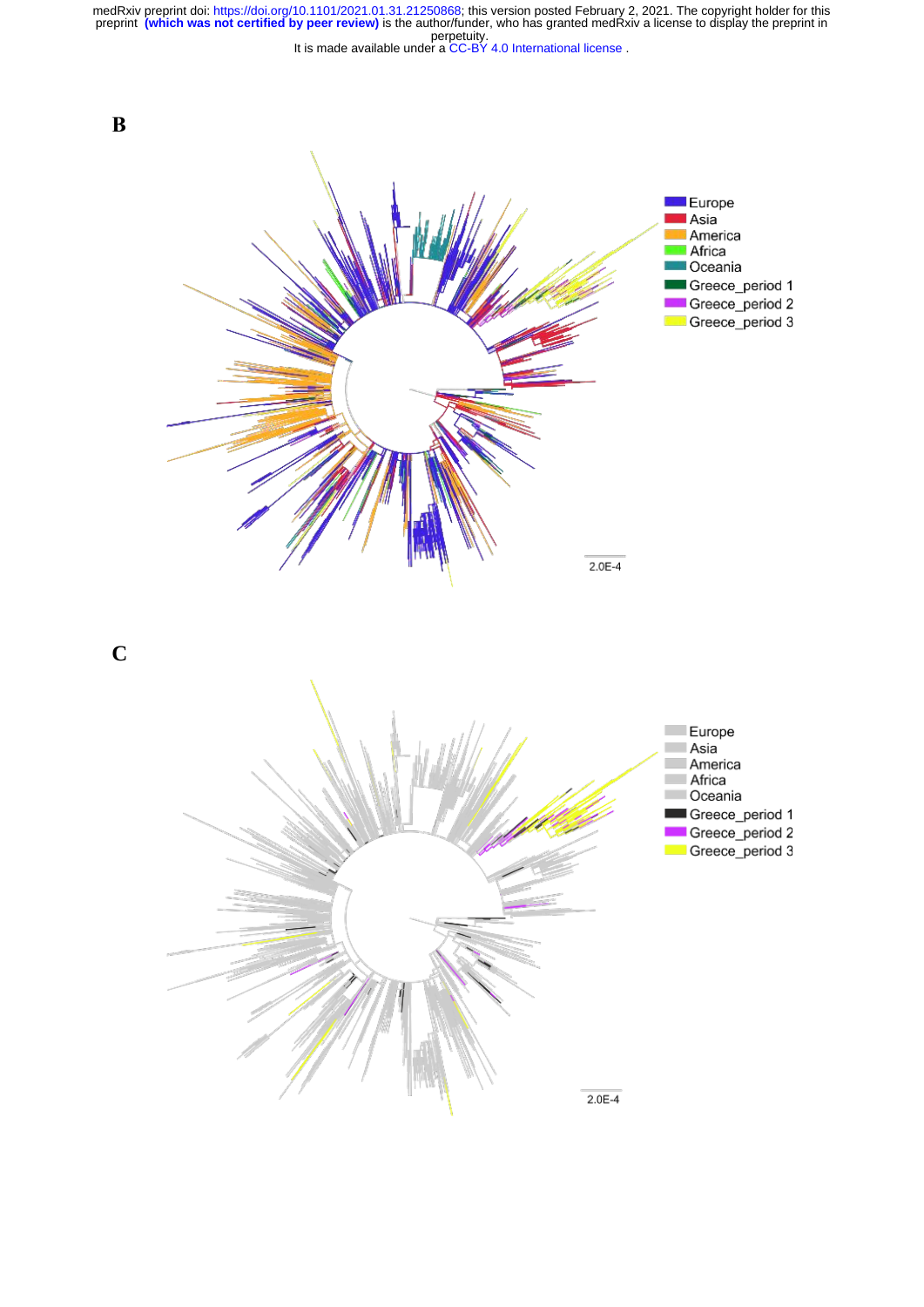**B**

Europe
Asia
America
Africa
Oceania
Greece_period 1
Greece_period 2
Greece_period 3

2.0E-4

**C**

Europe
Asia
America
Africa
Oceania
Greece_period 1
Greece_period 2
Greece_period 3

2.0E-4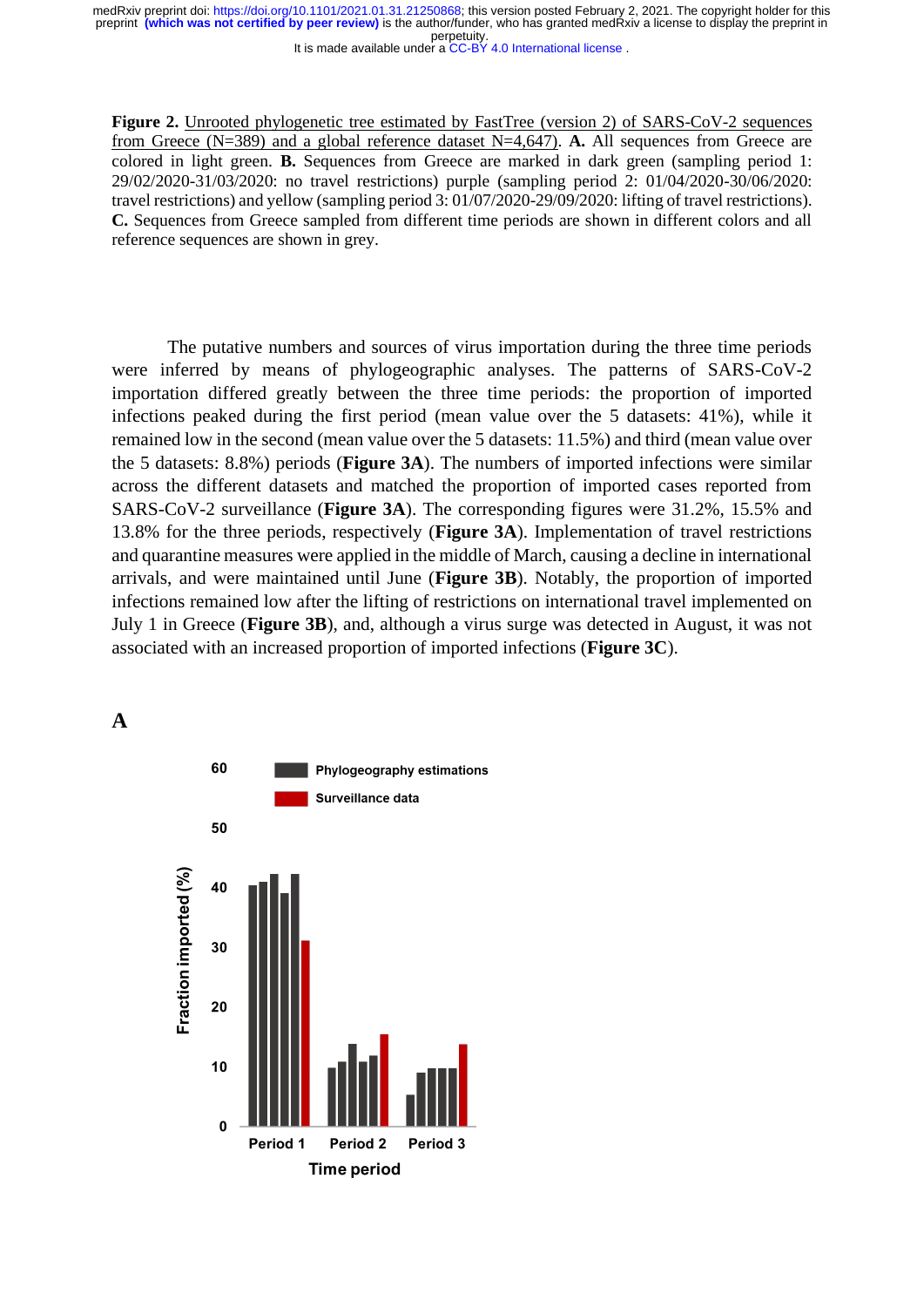**Figure 2.** Unrooted phylogenetic tree estimated by FastTree (version 2) of SARS-CoV-2 sequences from Greece (N=389) and a global reference dataset N=4,647). **A.** All sequences from Greece are colored in light green. **B.** Sequences from Greece are marked in dark green (sampling period 1: 29/02/2020-31/03/2020: no travel restrictions) purple (sampling period 2: 01/04/2020-30/06/2020: travel restrictions) and yellow (sampling period 3: 01/07/2020-29/09/2020: lifting of travel restrictions). **C.** Sequences from Greece sampled from different time periods are shown in different colors and all reference sequences are shown in grey.

The putative numbers and sources of virus importation during the three time periods were inferred by means of phylogeographic analyses. The patterns of SARS-CoV-2 importation differed greatly between the three time periods: the proportion of imported infections peaked during the first period (mean value over the 5 datasets: 41%), while it remained low in the second (mean value over the 5 datasets: 11.5%) and third (mean value over the 5 datasets: 8.8%) periods (**Figure 3A**). The numbers of imported infections were similar across the different datasets and matched the proportion of imported cases reported from SARS-CoV-2 surveillance (**Figure 3A**). The corresponding figures were 31.2%, 15.5% and 13.8% for the three periods, respectively (**Figure 3A**). Implementation of travel restrictions and quarantine measures were applied in the middle of March, causing a decline in international arrivals, and were maintained until June (**Figure 3B**). Notably, the proportion of imported infections remained low after the lifting of restrictions on international travel implemented on July 1 in Greece (**Figure 3B**), and, although a virus surge was detected in August, it was not associated with an increased proportion of imported infections (**Figure 3C**).

**A**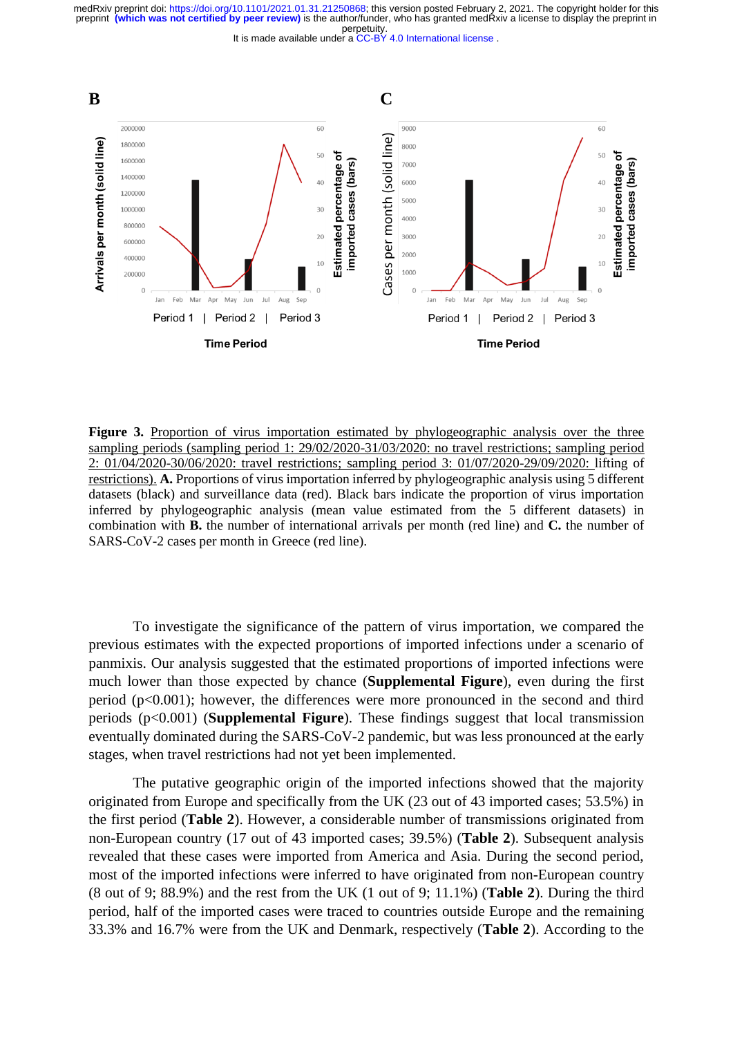**Figure 3.** Proportion of virus importation estimated by phylogeographic analysis over the three sampling periods (sampling period 1: 29/02/2020-31/03/2020: no travel restrictions; sampling period 2: 01/04/2020-30/06/2020: travel restrictions; sampling period 3: 01/07/2020-29/09/2020: lifting of restrictions). **A.** Proportions of virus importation inferred by phylogeographic analysis using 5 different datasets (black) and surveillance data (red). Black bars indicate the proportion of virus importation inferred by phylogeographic analysis (mean value estimated from the 5 different datasets) in combination with **B.** the number of international arrivals per month (red line) and **C.** the number of SARS-CoV-2 cases per month in Greece (red line).

To investigate the significance of the pattern of virus importation, we compared the previous estimates with the expected proportions of imported infections under a scenario of panmixis. Our analysis suggested that the estimated proportions of imported infections were much lower than those expected by chance (**Supplemental Figure**), even during the first period ($p<0.001$); however, the differences were more pronounced in the second and third periods ($p<0.001$) (**Supplemental Figure**). These findings suggest that local transmission eventually dominated during the SARS-CoV-2 pandemic, but was less pronounced at the early stages, when travel restrictions had not yet been implemented.

The putative geographic origin of the imported infections showed that the majority originated from Europe and specifically from the UK (23 out of 43 imported cases; 53.5%) in the first period (**Table 2**). However, a considerable number of transmissions originated from non-European country (17 out of 43 imported cases; 39.5%) (**Table 2**). Subsequent analysis revealed that these cases were imported from America and Asia. During the second period, most of the imported infections were inferred to have originated from non-European country (8 out of 9; 88.9%) and the rest from the UK (1 out of 9; 11.1%) (**Table 2**). During the third period, half of the imported cases were traced to countries outside Europe and the remaining 33.3% and 16.7% were from the UK and Denmark, respectively (**Table 2**). According to the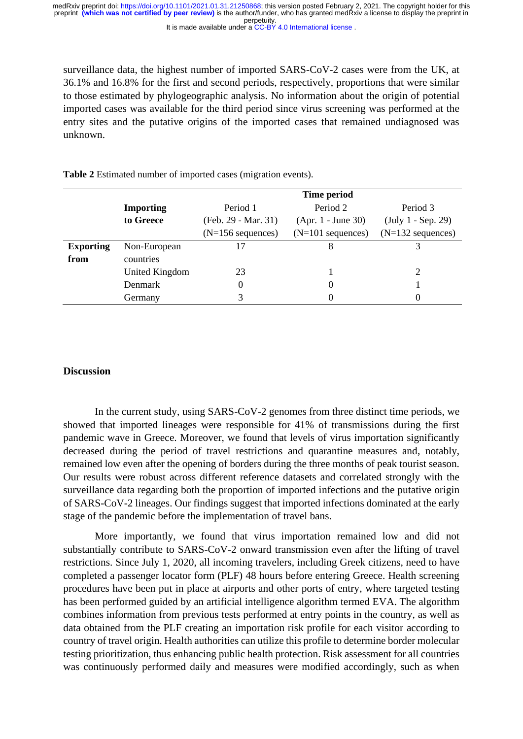surveillance data, the highest number of imported SARS-CoV-2 cases were from the UK, at 36.1% and 16.8% for the first and second periods, respectively, proportions that were similar to those estimated by phylogeographic analysis. No information about the origin of potential imported cases was available for the third period since virus screening was performed at the entry sites and the putative origins of the imported cases that remained undiagnosed was unknown.

**Table 2** Estimated number of imported cases (migration events).

| | | Time period | | |
|---|---|---|---|---|
| | **Importing to Greece** | Period 1 (Feb. 29 - Mar. 31) (N=156 sequences) | Period 2 (Apr. 1 - June 30) (N=101 sequences) | Period 3 (July 1 - Sep. 29) (N=132 sequences) |
| **Exporting from** | Non-European countries | 17 | 8 | 3 |
| | United Kingdom | 23 | 1 | 2 |
| | Denmark | 0 | 0 | 1 |
| | Germany | 3 | 0 | 0 |

## Discussion

In the current study, using SARS-CoV-2 genomes from three distinct time periods, we showed that imported lineages were responsible for 41% of transmissions during the first pandemic wave in Greece. Moreover, we found that levels of virus importation significantly decreased during the period of travel restrictions and quarantine measures and, notably, remained low even after the opening of borders during the three months of peak tourist season. Our results were robust across different reference datasets and correlated strongly with the surveillance data regarding both the proportion of imported infections and the putative origin of SARS-CoV-2 lineages. Our findings suggest that imported infections dominated at the early stage of the pandemic before the implementation of travel bans.

More importantly, we found that virus importation remained low and did not substantially contribute to SARS-CoV-2 onward transmission even after the lifting of travel restrictions. Since July 1, 2020, all incoming travelers, including Greek citizens, need to have completed a passenger locator form (PLF) 48 hours before entering Greece. Health screening procedures have been put in place at airports and other ports of entry, where targeted testing has been performed guided by an artificial intelligence algorithm termed EVA. The algorithm combines information from previous tests performed at entry points in the country, as well as data obtained from the PLF creating an importation risk profile for each visitor according to country of travel origin. Health authorities can utilize this profile to determine border molecular testing prioritization, thus enhancing public health protection. Risk assessment for all countries was continuously performed daily and measures were modified accordingly, such as when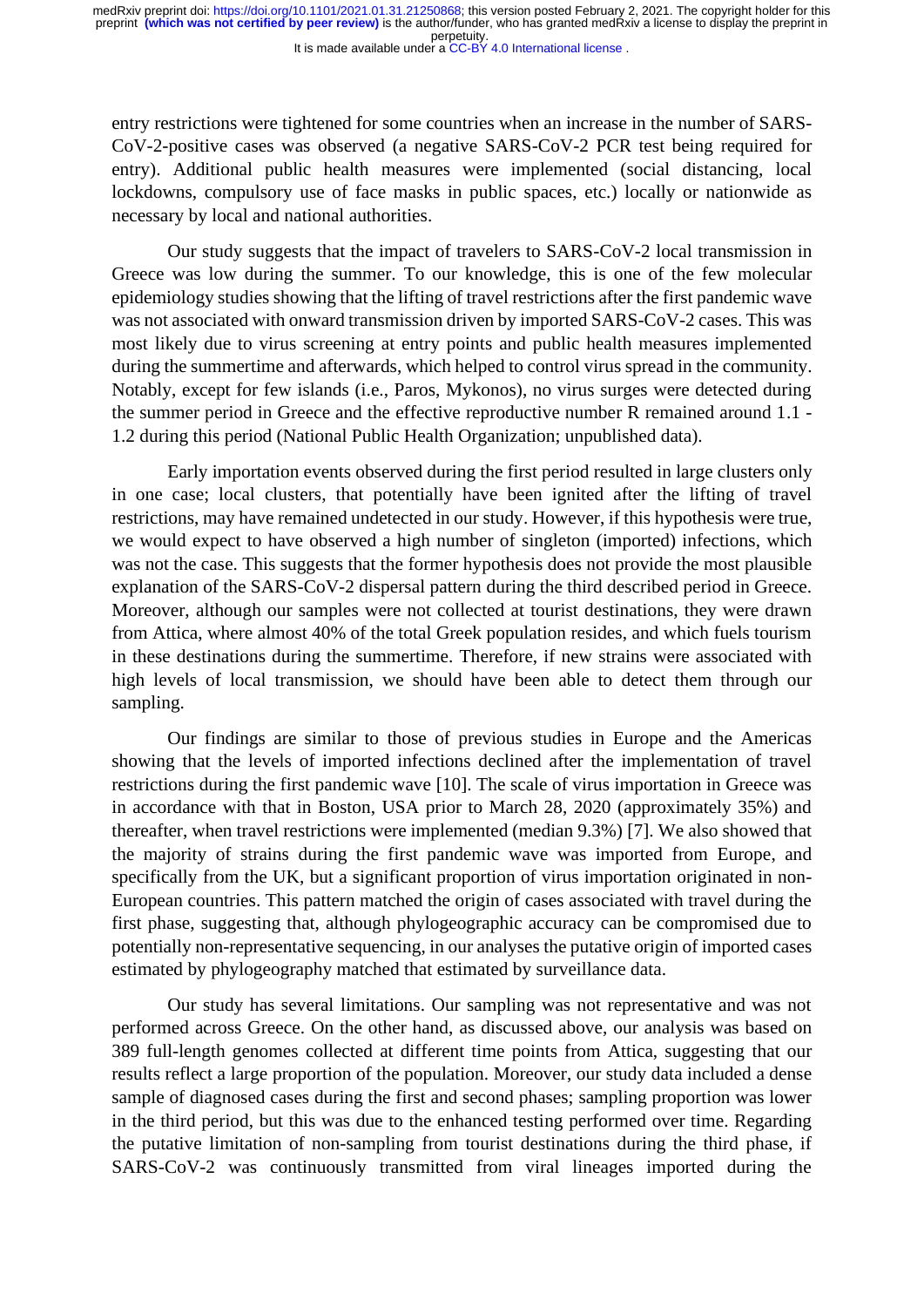entry restrictions were tightened for some countries when an increase in the number of SARS-CoV-2-positive cases was observed (a negative SARS-CoV-2 PCR test being required for entry). Additional public health measures were implemented (social distancing, local lockdowns, compulsory use of face masks in public spaces, etc.) locally or nationwide as necessary by local and national authorities.

Our study suggests that the impact of travelers to SARS-CoV-2 local transmission in Greece was low during the summer. To our knowledge, this is one of the few molecular epidemiology studies showing that the lifting of travel restrictions after the first pandemic wave was not associated with onward transmission driven by imported SARS-CoV-2 cases. This was most likely due to virus screening at entry points and public health measures implemented during the summertime and afterwards, which helped to control virus spread in the community. Notably, except for few islands (i.e., Paros, Mykonos), no virus surges were detected during the summer period in Greece and the effective reproductive number R remained around 1.1 - 1.2 during this period (National Public Health Organization; unpublished data).

Early importation events observed during the first period resulted in large clusters only in one case; local clusters, that potentially have been ignited after the lifting of travel restrictions, may have remained undetected in our study. However, if this hypothesis were true, we would expect to have observed a high number of singleton (imported) infections, which was not the case. This suggests that the former hypothesis does not provide the most plausible explanation of the SARS-CoV-2 dispersal pattern during the third described period in Greece. Moreover, although our samples were not collected at tourist destinations, they were drawn from Attica, where almost 40% of the total Greek population resides, and which fuels tourism in these destinations during the summertime. Therefore, if new strains were associated with high levels of local transmission, we should have been able to detect them through our sampling.

Our findings are similar to those of previous studies in Europe and the Americas showing that the levels of imported infections declined after the implementation of travel restrictions during the first pandemic wave [10]. The scale of virus importation in Greece was in accordance with that in Boston, USA prior to March 28, 2020 (approximately 35%) and thereafter, when travel restrictions were implemented (median 9.3%) [7]. We also showed that the majority of strains during the first pandemic wave was imported from Europe, and specifically from the UK, but a significant proportion of virus importation originated in non-European countries. This pattern matched the origin of cases associated with travel during the first phase, suggesting that, although phylogeographic accuracy can be compromised due to potentially non-representative sequencing, in our analyses the putative origin of imported cases estimated by phylogeography matched that estimated by surveillance data.

Our study has several limitations. Our sampling was not representative and was not performed across Greece. On the other hand, as discussed above, our analysis was based on 389 full-length genomes collected at different time points from Attica, suggesting that our results reflect a large proportion of the population. Moreover, our study data included a dense sample of diagnosed cases during the first and second phases; sampling proportion was lower in the third period, but this was due to the enhanced testing performed over time. Regarding the putative limitation of non-sampling from tourist destinations during the third phase, if SARS-CoV-2 was continuously transmitted from viral lineages imported during the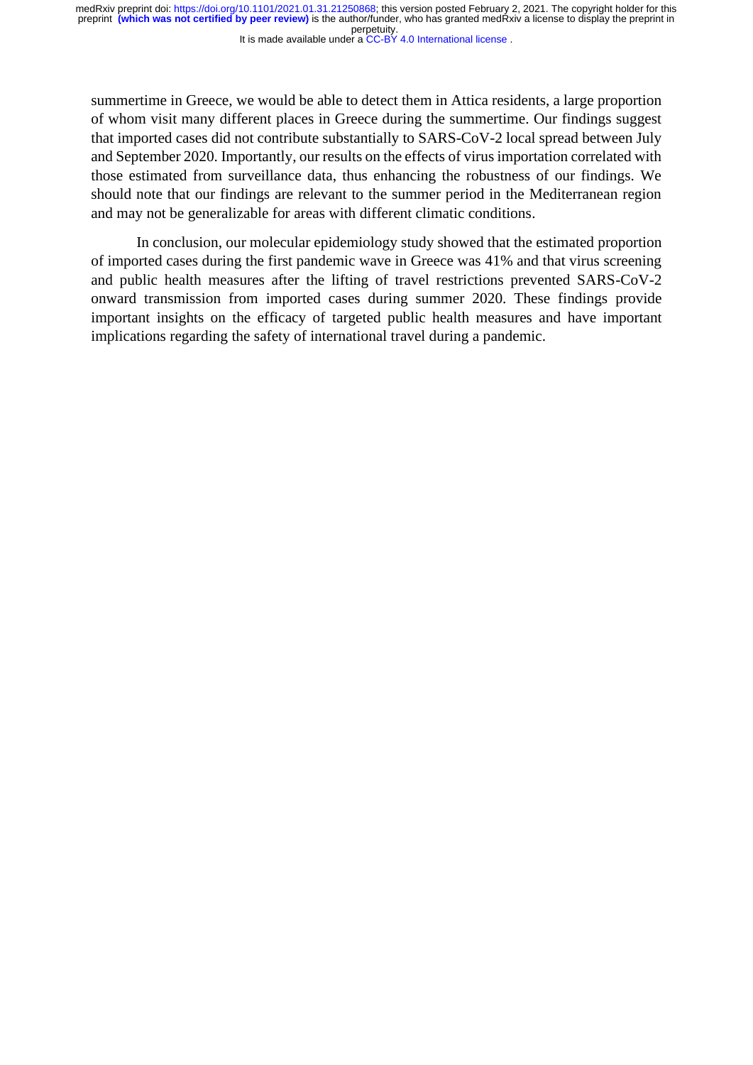summertime in Greece, we would be able to detect them in Attica residents, a large proportion of whom visit many different places in Greece during the summertime. Our findings suggest that imported cases did not contribute substantially to SARS-CoV-2 local spread between July and September 2020. Importantly, our results on the effects of virus importation correlated with those estimated from surveillance data, thus enhancing the robustness of our findings. We should note that our findings are relevant to the summer period in the Mediterranean region and may not be generalizable for areas with different climatic conditions.

In conclusion, our molecular epidemiology study showed that the estimated proportion of imported cases during the first pandemic wave in Greece was 41% and that virus screening and public health measures after the lifting of travel restrictions prevented SARS-CoV-2 onward transmission from imported cases during summer 2020. These findings provide important insights on the efficacy of targeted public health measures and have important implications regarding the safety of international travel during a pandemic.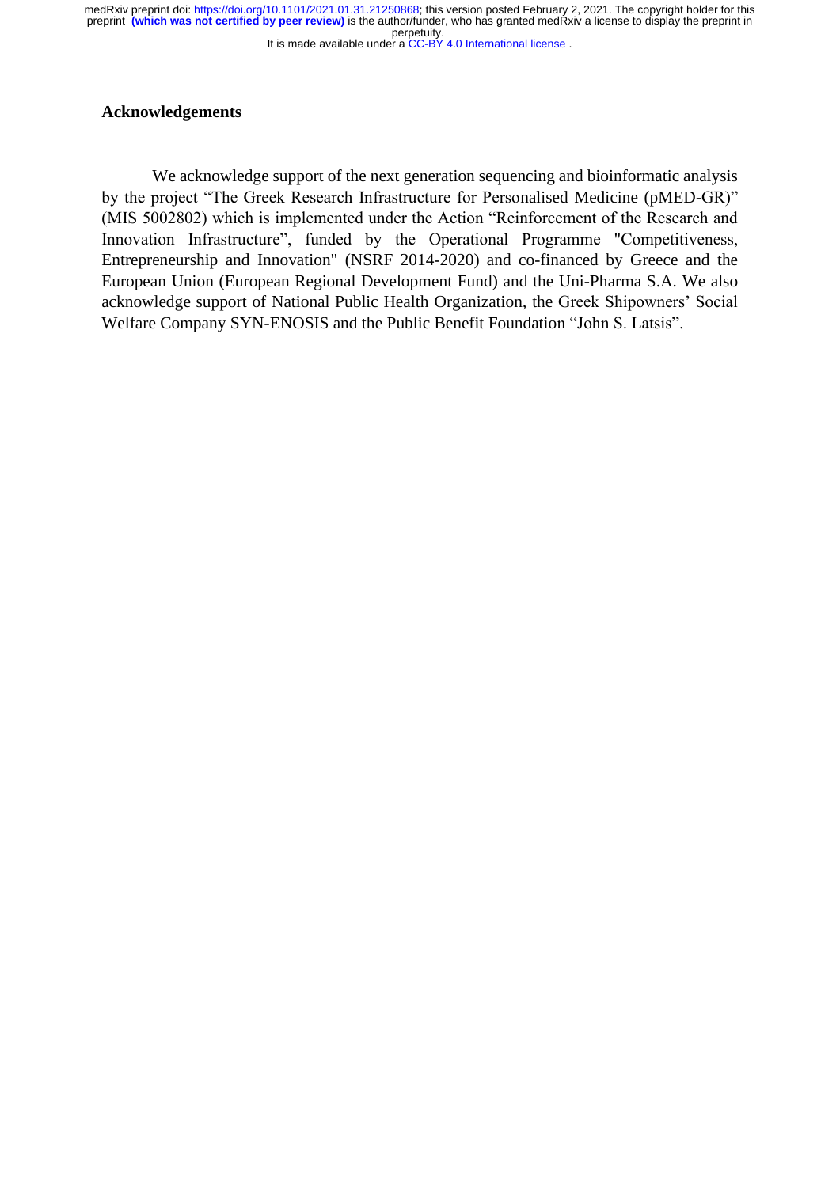## Acknowledgements

We acknowledge support of the next generation sequencing and bioinformatic analysis by the project “The Greek Research Infrastructure for Personalised Medicine (pMED-GR)” (MIS 5002802) which is implemented under the Action “Reinforcement of the Research and Innovation Infrastructure”, funded by the Operational Programme "Competitiveness, Entrepreneurship and Innovation" (NSRF 2014-2020) and co-financed by Greece and the European Union (European Regional Development Fund) and the Uni-Pharma S.A. We also acknowledge support of National Public Health Organization, the Greek Shipowners’ Social Welfare Company SYN-ENOSIS and the Public Benefit Foundation “John S. Latsis”.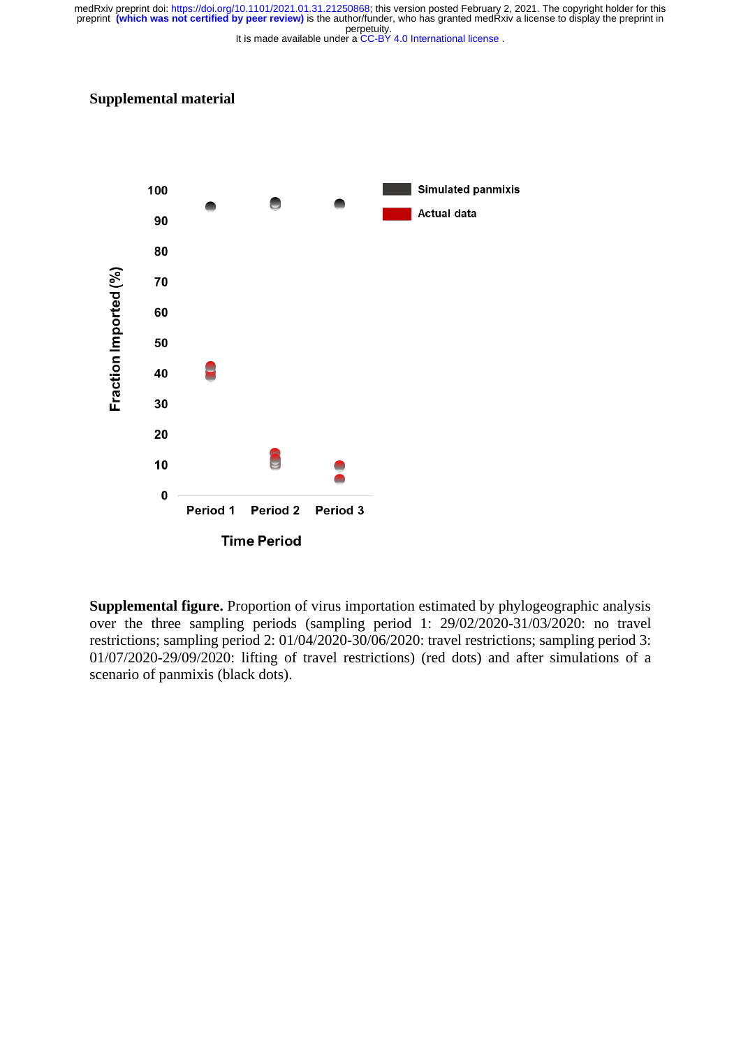## Supplemental material

**Supplemental figure.** Proportion of virus importation estimated by phylogeographic analysis over the three sampling periods (sampling period 1: 29/02/2020-31/03/2020: no travel restrictions; sampling period 2: 01/04/2020-30/06/2020: travel restrictions; sampling period 3: 01/07/2020-29/09/2020: lifting of travel restrictions) (red dots) and after simulations of a scenario of panmixis (black dots).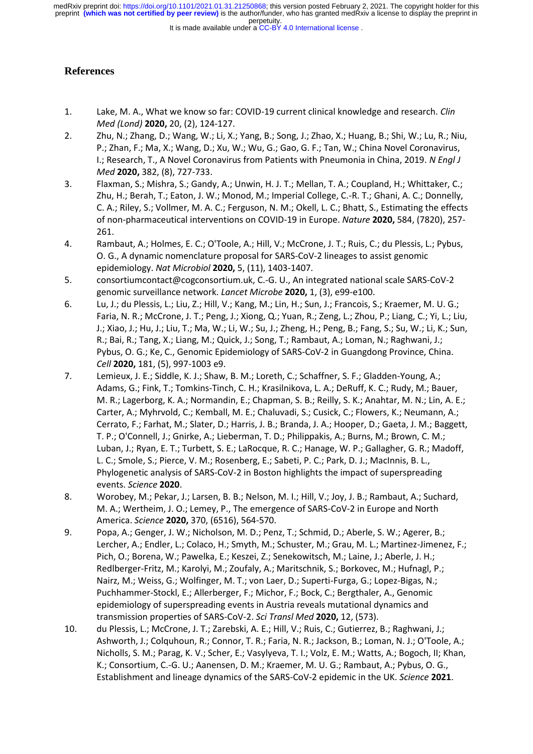# References

1. Lake, M. A., What we know so far: COVID-19 current clinical knowledge and research. *Clin Med (Lond)* **2020,** 20, (2), 124-127.
2. Zhu, N.; Zhang, D.; Wang, W.; Li, X.; Yang, B.; Song, J.; Zhao, X.; Huang, B.; Shi, W.; Lu, R.; Niu, P.; Zhan, F.; Ma, X.; Wang, D.; Xu, W.; Wu, G.; Gao, G. F.; Tan, W.; China Novel Coronavirus, I.; Research, T., A Novel Coronavirus from Patients with Pneumonia in China, 2019. *N Engl J Med* **2020,** 382, (8), 727-733.
3. Flaxman, S.; Mishra, S.; Gandy, A.; Unwin, H. J. T.; Mellan, T. A.; Coupland, H.; Whittaker, C.; Zhu, H.; Berah, T.; Eaton, J. W.; Monod, M.; Imperial College, C.-R. T.; Ghani, A. C.; Donnelly, C. A.; Riley, S.; Vollmer, M. A. C.; Ferguson, N. M.; Okell, L. C.; Bhatt, S., Estimating the effects of non-pharmaceutical interventions on COVID-19 in Europe. *Nature* **2020,** 584, (7820), 257-261.
4. Rambaut, A.; Holmes, E. C.; O'Toole, A.; Hill, V.; McCrone, J. T.; Ruis, C.; du Plessis, L.; Pybus, O. G., A dynamic nomenclature proposal for SARS-CoV-2 lineages to assist genomic epidemiology. *Nat Microbiol* **2020,** 5, (11), 1403-1407.
5. consortiumcontact@cogconsortium.uk, C.-G. U., An integrated national scale SARS-CoV-2 genomic surveillance network. *Lancet Microbe* **2020,** 1, (3), e99-e100.
6. Lu, J.; du Plessis, L.; Liu, Z.; Hill, V.; Kang, M.; Lin, H.; Sun, J.; Francois, S.; Kraemer, M. U. G.; Faria, N. R.; McCrone, J. T.; Peng, J.; Xiong, Q.; Yuan, R.; Zeng, L.; Zhou, P.; Liang, C.; Yi, L.; Liu, J.; Xiao, J.; Hu, J.; Liu, T.; Ma, W.; Li, W.; Su, J.; Zheng, H.; Peng, B.; Fang, S.; Su, W.; Li, K.; Sun, R.; Bai, R.; Tang, X.; Liang, M.; Quick, J.; Song, T.; Rambaut, A.; Loman, N.; Raghwani, J.; Pybus, O. G.; Ke, C., Genomic Epidemiology of SARS-CoV-2 in Guangdong Province, China. *Cell* **2020,** 181, (5), 997-1003 e9.
7. Lemieux, J. E.; Siddle, K. J.; Shaw, B. M.; Loreth, C.; Schaffner, S. F.; Gladden-Young, A.; Adams, G.; Fink, T.; Tomkins-Tinch, C. H.; Krasilnikova, L. A.; DeRuff, K. C.; Rudy, M.; Bauer, M. R.; Lagerborg, K. A.; Normandin, E.; Chapman, S. B.; Reilly, S. K.; Anahtar, M. N.; Lin, A. E.; Carter, A.; Myhrvold, C.; Kemball, M. E.; Chaluvadi, S.; Cusick, C.; Flowers, K.; Neumann, A.; Cerrato, F.; Farhat, M.; Slater, D.; Harris, J. B.; Branda, J. A.; Hooper, D.; Gaeta, J. M.; Baggett, T. P.; O'Connell, J.; Gnirke, A.; Lieberman, T. D.; Philippakis, A.; Burns, M.; Brown, C. M.; Luban, J.; Ryan, E. T.; Turbett, S. E.; LaRocque, R. C.; Hanage, W. P.; Gallagher, G. R.; Madoff, L. C.; Smole, S.; Pierce, V. M.; Rosenberg, E.; Sabeti, P. C.; Park, D. J.; MacInnis, B. L., Phylogenetic analysis of SARS-CoV-2 in Boston highlights the impact of superspreading events. *Science* **2020**.
8. Worobey, M.; Pekar, J.; Larsen, B. B.; Nelson, M. I.; Hill, V.; Joy, J. B.; Rambaut, A.; Suchard, M. A.; Wertheim, J. O.; Lemey, P., The emergence of SARS-CoV-2 in Europe and North America. *Science* **2020,** 370, (6516), 564-570.
9. Popa, A.; Genger, J. W.; Nicholson, M. D.; Penz, T.; Schmid, D.; Aberle, S. W.; Agerer, B.; Lercher, A.; Endler, L.; Colaco, H.; Smyth, M.; Schuster, M.; Grau, M. L.; Martinez-Jimenez, F.; Pich, O.; Borena, W.; Pawelka, E.; Keszei, Z.; Senekowitsch, M.; Laine, J.; Aberle, J. H.; Redlberger-Fritz, M.; Karolyi, M.; Zoufaly, A.; Maritschnik, S.; Borkovec, M.; Hufnagl, P.; Nairz, M.; Weiss, G.; Wolfinger, M. T.; von Laer, D.; Superti-Furga, G.; Lopez-Bigas, N.; Puchhammer-Stockl, E.; Allerberger, F.; Michor, F.; Bock, C.; Bergthaler, A., Genomic epidemiology of superspreading events in Austria reveals mutational dynamics and transmission properties of SARS-CoV-2. *Sci Transl Med* **2020,** 12, (573).
10. du Plessis, L.; McCrone, J. T.; Zarebski, A. E.; Hill, V.; Ruis, C.; Gutierrez, B.; Raghwani, J.; Ashworth, J.; Colquhoun, R.; Connor, T. R.; Faria, N. R.; Jackson, B.; Loman, N. J.; O'Toole, A.; Nicholls, S. M.; Parag, K. V.; Scher, E.; Vasylyeva, T. I.; Volz, E. M.; Watts, A.; Bogoch, II; Khan, K.; Consortium, C.-G. U.; Aanensen, D. M.; Kraemer, M. U. G.; Rambaut, A.; Pybus, O. G., Establishment and lineage dynamics of the SARS-CoV-2 epidemic in the UK. *Science* **2021**.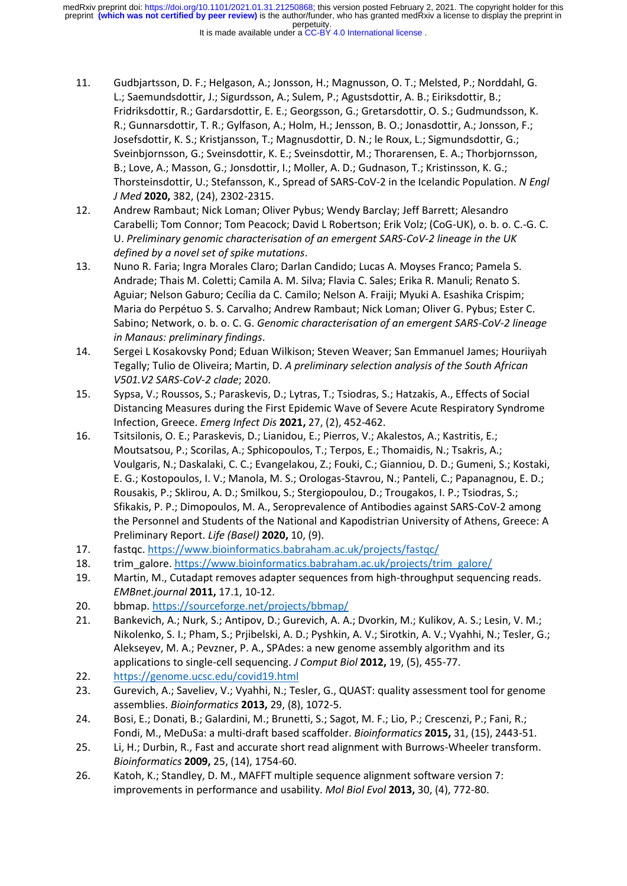11. Gudbjartsson, D. F.; Helgason, A.; Jonsson, H.; Magnusson, O. T.; Melsted, P.; Norddahl, G. L.; Saemundsdottir, J.; Sigurdsson, A.; Sulem, P.; Agustsdottir, A. B.; Eiriksdottir, B.; Fridriksdottir, R.; Gardarsdottir, E. E.; Georgsson, G.; Gretarsdottir, O. S.; Gudmundsson, K. R.; Gunnarsdottir, T. R.; Gylfason, A.; Holm, H.; Jensson, B. O.; Jonasdottir, A.; Jonsson, F.; Josefsdottir, K. S.; Kristjansson, T.; Magnusdottir, D. N.; le Roux, L.; Sigmundsdottir, G.; Sveinbjornsson, G.; Sveinsdottir, K. E.; Sveinsdottir, M.; Thorarensen, E. A.; Thorbjornsson, B.; Love, A.; Masson, G.; Jonsdottir, I.; Moller, A. D.; Gudnason, T.; Kristinsson, K. G.; Thorsteinsdottir, U.; Stefansson, K., Spread of SARS-CoV-2 in the Icelandic Population. *N Engl J Med* **2020,** 382, (24), 2302-2315.
12. Andrew Rambaut; Nick Loman; Oliver Pybus; Wendy Barclay; Jeff Barrett; Alesandro Carabelli; Tom Connor; Tom Peacock; David L Robertson; Erik Volz; (CoG-UK), o. b. o. C.-G. C. U. *Preliminary genomic characterisation of an emergent SARS-CoV-2 lineage in the UK defined by a novel set of spike mutations*.
13. Nuno R. Faria; Ingra Morales Claro; Darlan Candido; Lucas A. Moyses Franco; Pamela S. Andrade; Thais M. Coletti; Camila A. M. Silva; Flavia C. Sales; Erika R. Manuli; Renato S. Aguiar; Nelson Gaburo; Cecília da C. Camilo; Nelson A. Fraiji; Myuki A. Esashika Crispim; Maria do Perpétuo S. S. Carvalho; Andrew Rambaut; Nick Loman; Oliver G. Pybus; Ester C. Sabino; Network, o. b. o. C. G. *Genomic characterisation of an emergent SARS-CoV-2 lineage in Manaus: preliminary findings*.
14. Sergei L Kosakovsky Pond; Eduan Wilkison; Steven Weaver; San Emmanuel James; Houriiyah Tegally; Tulio de Oliveira; Martin, D. *A preliminary selection analysis of the South African V501.V2 SARS-CoV-2 clade*; 2020.
15. Sypsa, V.; Roussos, S.; Paraskevis, D.; Lytras, T.; Tsiodras, S.; Hatzakis, A., Effects of Social Distancing Measures during the First Epidemic Wave of Severe Acute Respiratory Syndrome Infection, Greece. *Emerg Infect Dis* **2021,** 27, (2), 452-462.
16. Tsitsilonis, O. E.; Paraskevis, D.; Lianidou, E.; Pierros, V.; Akalestos, A.; Kastritis, E.; Moutsatsou, P.; Scorilas, A.; Sphicopoulos, T.; Terpos, E.; Thomaidis, N.; Tsakris, A.; Voulgaris, N.; Daskalaki, C. C.; Evangelakou, Z.; Fouki, C.; Gianniou, D. D.; Gumeni, S.; Kostaki, E. G.; Kostopoulos, I. V.; Manola, M. S.; Orologas-Stavrou, N.; Panteli, C.; Papanagnou, E. D.; Rousakis, P.; Sklirou, A. D.; Smilkou, S.; Stergiopoulou, D.; Trougakos, I. P.; Tsiodras, S.; Sfikakis, P. P.; Dimopoulos, M. A., Seroprevalence of Antibodies against SARS-CoV-2 among the Personnel and Students of the National and Kapodistrian University of Athens, Greece: A Preliminary Report. *Life (Basel)* **2020,** 10, (9).
17. fastqc. https://www.bioinformatics.babraham.ac.uk/projects/fastqc/
18. trim_galore. https://www.bioinformatics.babraham.ac.uk/projects/trim_galore/
19. Martin, M., Cutadapt removes adapter sequences from high-throughput sequencing reads. *EMBnet.journal* **2011,** 17.1, 10-12.
20. bbmap. https://sourceforge.net/projects/bbmap/
21. Bankevich, A.; Nurk, S.; Antipov, D.; Gurevich, A. A.; Dvorkin, M.; Kulikov, A. S.; Lesin, V. M.; Nikolenko, S. I.; Pham, S.; Prjibelski, A. D.; Pyshkin, A. V.; Sirotkin, A. V.; Vyahhi, N.; Tesler, G.; Alekseyev, M. A.; Pevzner, P. A., SPAdes: a new genome assembly algorithm and its applications to single-cell sequencing. *J Comput Biol* **2012,** 19, (5), 455-77.
22. https://genome.ucsc.edu/covid19.html
23. Gurevich, A.; Saveliev, V.; Vyahhi, N.; Tesler, G., QUAST: quality assessment tool for genome assemblies. *Bioinformatics* **2013,** 29, (8), 1072-5.
24. Bosi, E.; Donati, B.; Galardini, M.; Brunetti, S.; Sagot, M. F.; Lio, P.; Crescenzi, P.; Fani, R.; Fondi, M., MeDuSa: a multi-draft based scaffolder. *Bioinformatics* **2015,** 31, (15), 2443-51.
25. Li, H.; Durbin, R., Fast and accurate short read alignment with Burrows-Wheeler transform. *Bioinformatics* **2009,** 25, (14), 1754-60.
26. Katoh, K.; Standley, D. M., MAFFT multiple sequence alignment software version 7: improvements in performance and usability. *Mol Biol Evol* **2013,** 30, (4), 772-80.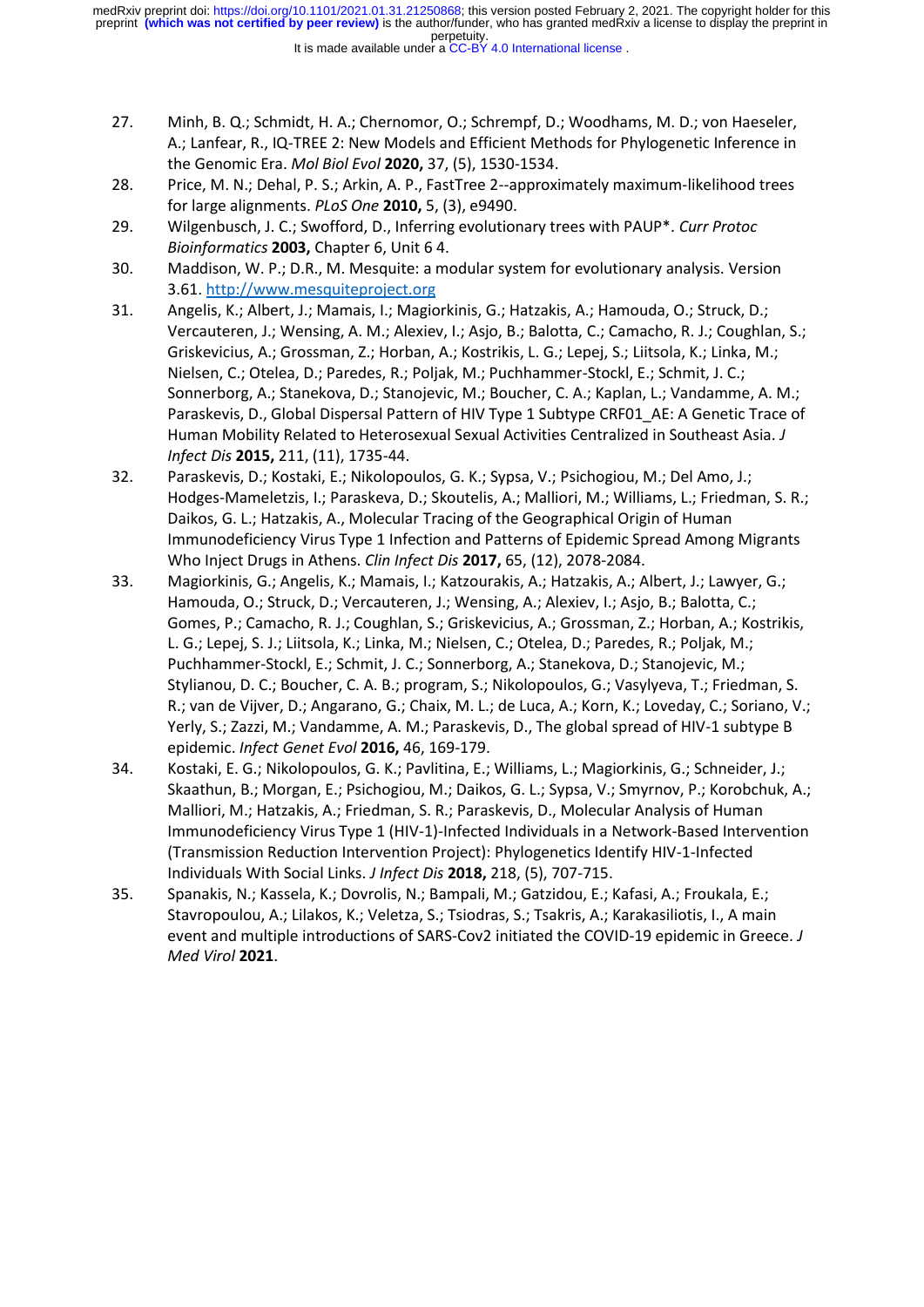27. Minh, B. Q.; Schmidt, H. A.; Chernomor, O.; Schrempf, D.; Woodhams, M. D.; von Haeseler, A.; Lanfear, R., IQ-TREE 2: New Models and Efficient Methods for Phylogenetic Inference in the Genomic Era. *Mol Biol Evol* **2020,** 37, (5), 1530-1534.
28. Price, M. N.; Dehal, P. S.; Arkin, A. P., FastTree 2--approximately maximum-likelihood trees for large alignments. *PLoS One* **2010,** 5, (3), e9490.
29. Wilgenbusch, J. C.; Swofford, D., Inferring evolutionary trees with PAUP*. *Curr Protoc Bioinformatics* **2003,** Chapter 6, Unit 6 4.
30. Maddison, W. P.; D.R., M. Mesquite: a modular system for evolutionary analysis. Version 3.61. http://www.mesquiteproject.org
31. Angelis, K.; Albert, J.; Mamais, I.; Magiorkinis, G.; Hatzakis, A.; Hamouda, O.; Struck, D.; Vercauteren, J.; Wensing, A. M.; Alexiev, I.; Asjo, B.; Balotta, C.; Camacho, R. J.; Coughlan, S.; Griskevicius, A.; Grossman, Z.; Horban, A.; Kostrikis, L. G.; Lepej, S.; Liitsola, K.; Linka, M.; Nielsen, C.; Otelea, D.; Paredes, R.; Poljak, M.; Puchhammer-Stockl, E.; Schmit, J. C.; Sonnerborg, A.; Stanekova, D.; Stanojevic, M.; Boucher, C. A.; Kaplan, L.; Vandamme, A. M.; Paraskevis, D., Global Dispersal Pattern of HIV Type 1 Subtype CRF01_AE: A Genetic Trace of Human Mobility Related to Heterosexual Sexual Activities Centralized in Southeast Asia. *J Infect Dis* **2015,** 211, (11), 1735-44.
32. Paraskevis, D.; Kostaki, E.; Nikolopoulos, G. K.; Sypsa, V.; Psichogiou, M.; Del Amo, J.; Hodges-Mameletzis, I.; Paraskeva, D.; Skoutelis, A.; Malliori, M.; Williams, L.; Friedman, S. R.; Daikos, G. L.; Hatzakis, A., Molecular Tracing of the Geographical Origin of Human Immunodeficiency Virus Type 1 Infection and Patterns of Epidemic Spread Among Migrants Who Inject Drugs in Athens. *Clin Infect Dis* **2017,** 65, (12), 2078-2084.
33. Magiorkinis, G.; Angelis, K.; Mamais, I.; Katzourakis, A.; Hatzakis, A.; Albert, J.; Lawyer, G.; Hamouda, O.; Struck, D.; Vercauteren, J.; Wensing, A.; Alexiev, I.; Asjo, B.; Balotta, C.; Gomes, P.; Camacho, R. J.; Coughlan, S.; Griskevicius, A.; Grossman, Z.; Horban, A.; Kostrikis, L. G.; Lepej, S. J.; Liitsola, K.; Linka, M.; Nielsen, C.; Otelea, D.; Paredes, R.; Poljak, M.; Puchhammer-Stockl, E.; Schmit, J. C.; Sonnerborg, A.; Stanekova, D.; Stanojevic, M.; Stylianou, D. C.; Boucher, C. A. B.; program, S.; Nikolopoulos, G.; Vasylyeva, T.; Friedman, S. R.; van de Vijver, D.; Angarano, G.; Chaix, M. L.; de Luca, A.; Korn, K.; Loveday, C.; Soriano, V.; Yerly, S.; Zazzi, M.; Vandamme, A. M.; Paraskevis, D., The global spread of HIV-1 subtype B epidemic. *Infect Genet Evol* **2016,** 46, 169-179.
34. Kostaki, E. G.; Nikolopoulos, G. K.; Pavlitina, E.; Williams, L.; Magiorkinis, G.; Schneider, J.; Skaathun, B.; Morgan, E.; Psichogiou, M.; Daikos, G. L.; Sypsa, V.; Smyrnov, P.; Korobchuk, A.; Malliori, M.; Hatzakis, A.; Friedman, S. R.; Paraskevis, D., Molecular Analysis of Human Immunodeficiency Virus Type 1 (HIV-1)-Infected Individuals in a Network-Based Intervention (Transmission Reduction Intervention Project): Phylogenetics Identify HIV-1-Infected Individuals With Social Links. *J Infect Dis* **2018,** 218, (5), 707-715.
35. Spanakis, N.; Kassela, K.; Dovrolis, N.; Bampali, M.; Gatzidou, E.; Kafasi, A.; Froukala, E.; Stavropoulou, A.; Lilakos, K.; Veletza, S.; Tsiodras, S.; Tsakris, A.; Karakasiliotis, I., A main event and multiple introductions of SARS-Cov2 initiated the COVID-19 epidemic in Greece. *J Med Virol* **2021**.